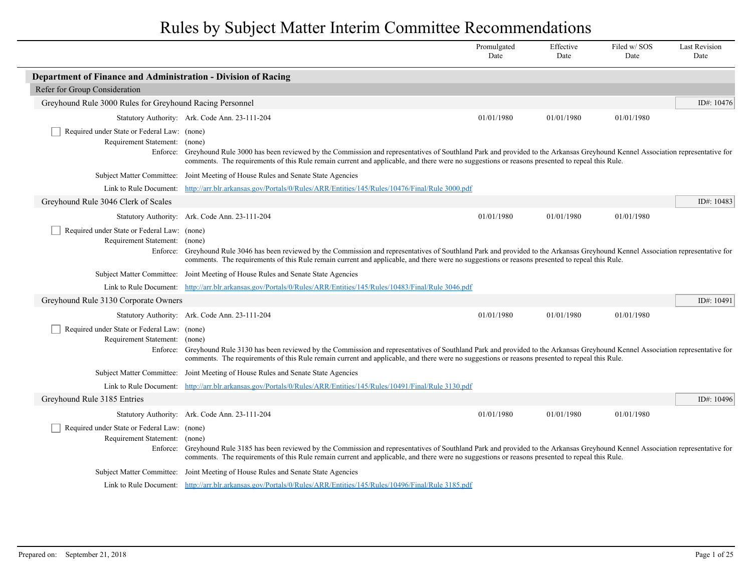# Rules by Subject Matter Interim Committee Recommendations

| | Promulgated Date | Effective Date | Filed w/ SOS Date | Last Revision Date |
|---|---|---|---|---|

## Department of Finance and Administration - Division of Racing

### Refer for Group Consideration

#### Greyhound Rule 3000 Rules for Greyhound Racing Personnel

ID#: 10476

| | | Promulgated Date | Effective Date | Filed w/ SOS Date | Last Revision Date |
|---|---|---|---|---|---|
| Statutory Authority: | Ark. Code Ann. 23-111-204 | 01/01/1980 | 01/01/1980 | 01/01/1980 | |

- [ ] Required under State or Federal Law: (none)

Requirement Statement: (none)

Enforce: Greyhound Rule 3000 has been reviewed by the Commission and representatives of Southland Park and provided to the Arkansas Greyhound Kennel Association representative for comments. The requirements of this Rule remain current and applicable, and there were no suggestions or reasons presented to repeal this Rule.

Subject Matter Committee: Joint Meeting of House Rules and Senate State Agencies

Link to Rule Document: http://arr.blr.arkansas.gov/Portals/0/Rules/ARR/Entities/145/Rules/10476/Final/Rule 3000.pdf

#### Greyhound Rule 3046 Clerk of Scales

ID#: 10483

| | | Promulgated Date | Effective Date | Filed w/ SOS Date | Last Revision Date |
|---|---|---|---|---|---|
| Statutory Authority: | Ark. Code Ann. 23-111-204 | 01/01/1980 | 01/01/1980 | 01/01/1980 | |

- [ ] Required under State or Federal Law: (none)

Requirement Statement: (none)

Enforce: Greyhound Rule 3046 has been reviewed by the Commission and representatives of Southland Park and provided to the Arkansas Greyhound Kennel Association representative for comments. The requirements of this Rule remain current and applicable, and there were no suggestions or reasons presented to repeal this Rule.

Subject Matter Committee: Joint Meeting of House Rules and Senate State Agencies

Link to Rule Document: http://arr.blr.arkansas.gov/Portals/0/Rules/ARR/Entities/145/Rules/10483/Final/Rule 3046.pdf

#### Greyhound Rule 3130 Corporate Owners

ID#: 10491

| | | Promulgated Date | Effective Date | Filed w/ SOS Date | Last Revision Date |
|---|---|---|---|---|---|
| Statutory Authority: | Ark. Code Ann. 23-111-204 | 01/01/1980 | 01/01/1980 | 01/01/1980 | |

- [ ] Required under State or Federal Law: (none)

Requirement Statement: (none)

Enforce: Greyhound Rule 3130 has been reviewed by the Commission and representatives of Southland Park and provided to the Arkansas Greyhound Kennel Association representative for comments. The requirements of this Rule remain current and applicable, and there were no suggestions or reasons presented to repeal this Rule.

Subject Matter Committee: Joint Meeting of House Rules and Senate State Agencies

Link to Rule Document: http://arr.blr.arkansas.gov/Portals/0/Rules/ARR/Entities/145/Rules/10491/Final/Rule 3130.pdf

#### Greyhound Rule 3185 Entries

ID#: 10496

| | | Promulgated Date | Effective Date | Filed w/ SOS Date | Last Revision Date |
|---|---|---|---|---|---|
| Statutory Authority: | Ark. Code Ann. 23-111-204 | 01/01/1980 | 01/01/1980 | 01/01/1980 | |

- [ ] Required under State or Federal Law: (none)

Requirement Statement: (none)

Enforce: Greyhound Rule 3185 has been reviewed by the Commission and representatives of Southland Park and provided to the Arkansas Greyhound Kennel Association representative for comments. The requirements of this Rule remain current and applicable, and there were no suggestions or reasons presented to repeal this Rule.

Subject Matter Committee: Joint Meeting of House Rules and Senate State Agencies

Link to Rule Document: http://arr.blr.arkansas.gov/Portals/0/Rules/ARR/Entities/145/Rules/10496/Final/Rule 3185.pdf

Prepared on: September 21, 2018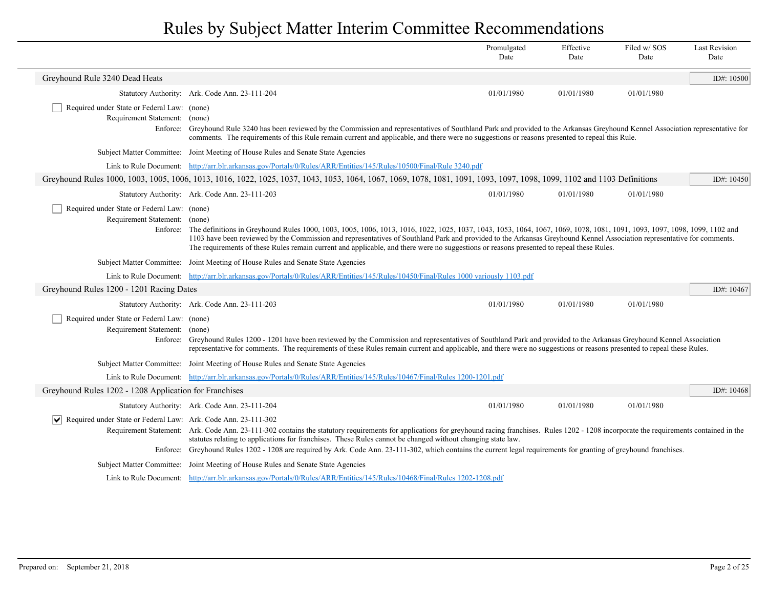# Rules by Subject Matter Interim Committee Recommendations

| | Promulgated Date | Effective Date | Filed w/ SOS Date | Last Revision Date |
|---|---|---|---|---|

## Greyhound Rule 3240 Dead Heats

ID#: 10500

| | Promulgated Date | Effective Date | Filed w/ SOS Date | Last Revision Date |
|---|---|---|---|---|
| Statutory Authority: Ark. Code Ann. 23-111-204 | 01/01/1980 | 01/01/1980 | 01/01/1980 | |

- [ ] Required under State or Federal Law: (none)

**Requirement Statement:** (none)

**Enforce:** Greyhound Rule 3240 has been reviewed by the Commission and representatives of Southland Park and provided to the Arkansas Greyhound Kennel Association representative for comments. The requirements of this Rule remain current and applicable, and there were no suggestions or reasons presented to repeal this Rule.

**Subject Matter Committee:** Joint Meeting of House Rules and Senate State Agencies

**Link to Rule Document:** http://arr.blr.arkansas.gov/Portals/0/Rules/ARR/Entities/145/Rules/10500/Final/Rule 3240.pdf

## Greyhound Rules 1000, 1003, 1005, 1006, 1013, 1016, 1022, 1025, 1037, 1043, 1053, 1064, 1067, 1069, 1078, 1081, 1091, 1093, 1097, 1098, 1099, 1102 and 1103 Definitions

ID#: 10450

| | Promulgated Date | Effective Date | Filed w/ SOS Date | Last Revision Date |
|---|---|---|---|---|
| Statutory Authority: Ark. Code Ann. 23-111-203 | 01/01/1980 | 01/01/1980 | 01/01/1980 | |

- [ ] Required under State or Federal Law: (none)

**Requirement Statement:** (none)

**Enforce:** The definitions in Greyhound Rules 1000, 1003, 1005, 1006, 1013, 1016, 1022, 1025, 1037, 1043, 1053, 1064, 1067, 1069, 1078, 1081, 1091, 1093, 1097, 1098, 1099, 1102 and 1103 have been reviewed by the Commission and representatives of Southland Park and provided to the Arkansas Greyhound Kennel Association representative for comments. The requirements of these Rules remain current and applicable, and there were no suggestions or reasons presented to repeal these Rules.

**Subject Matter Committee:** Joint Meeting of House Rules and Senate State Agencies

**Link to Rule Document:** http://arr.blr.arkansas.gov/Portals/0/Rules/ARR/Entities/145/Rules/10450/Final/Rules 1000 variously 1103.pdf

## Greyhound Rules 1200 - 1201 Racing Dates

ID#: 10467

| | Promulgated Date | Effective Date | Filed w/ SOS Date | Last Revision Date |
|---|---|---|---|---|
| Statutory Authority: Ark. Code Ann. 23-111-203 | 01/01/1980 | 01/01/1980 | 01/01/1980 | |

- [ ] Required under State or Federal Law: (none)

**Requirement Statement:** (none)

**Enforce:** Greyhound Rules 1200 - 1201 have been reviewed by the Commission and representatives of Southland Park and provided to the Arkansas Greyhound Kennel Association representative for comments. The requirements of these Rules remain current and applicable, and there were no suggestions or reasons presented to repeal these Rules.

**Subject Matter Committee:** Joint Meeting of House Rules and Senate State Agencies

**Link to Rule Document:** http://arr.blr.arkansas.gov/Portals/0/Rules/ARR/Entities/145/Rules/10467/Final/Rules 1200-1201.pdf

## Greyhound Rules 1202 - 1208 Application for Franchises

ID#: 10468

| | Promulgated Date | Effective Date | Filed w/ SOS Date | Last Revision Date |
|---|---|---|---|---|
| Statutory Authority: Ark. Code Ann. 23-111-204 | 01/01/1980 | 01/01/1980 | 01/01/1980 | |

- [x] Required under State or Federal Law: Ark. Code Ann. 23-111-302

**Requirement Statement:** Ark. Code Ann. 23-111-302 contains the statutory requirements for applications for greyhound racing franchises. Rules 1202 - 1208 incorporate the requirements contained in the statutes relating to applications for franchises. These Rules cannot be changed without changing state law.

**Enforce:** Greyhound Rules 1202 - 1208 are required by Ark. Code Ann. 23-111-302, which contains the current legal requirements for granting of greyhound franchises.

**Subject Matter Committee:** Joint Meeting of House Rules and Senate State Agencies

**Link to Rule Document:** http://arr.blr.arkansas.gov/Portals/0/Rules/ARR/Entities/145/Rules/10468/Final/Rules 1202-1208.pdf

Prepared on: September 21, 2018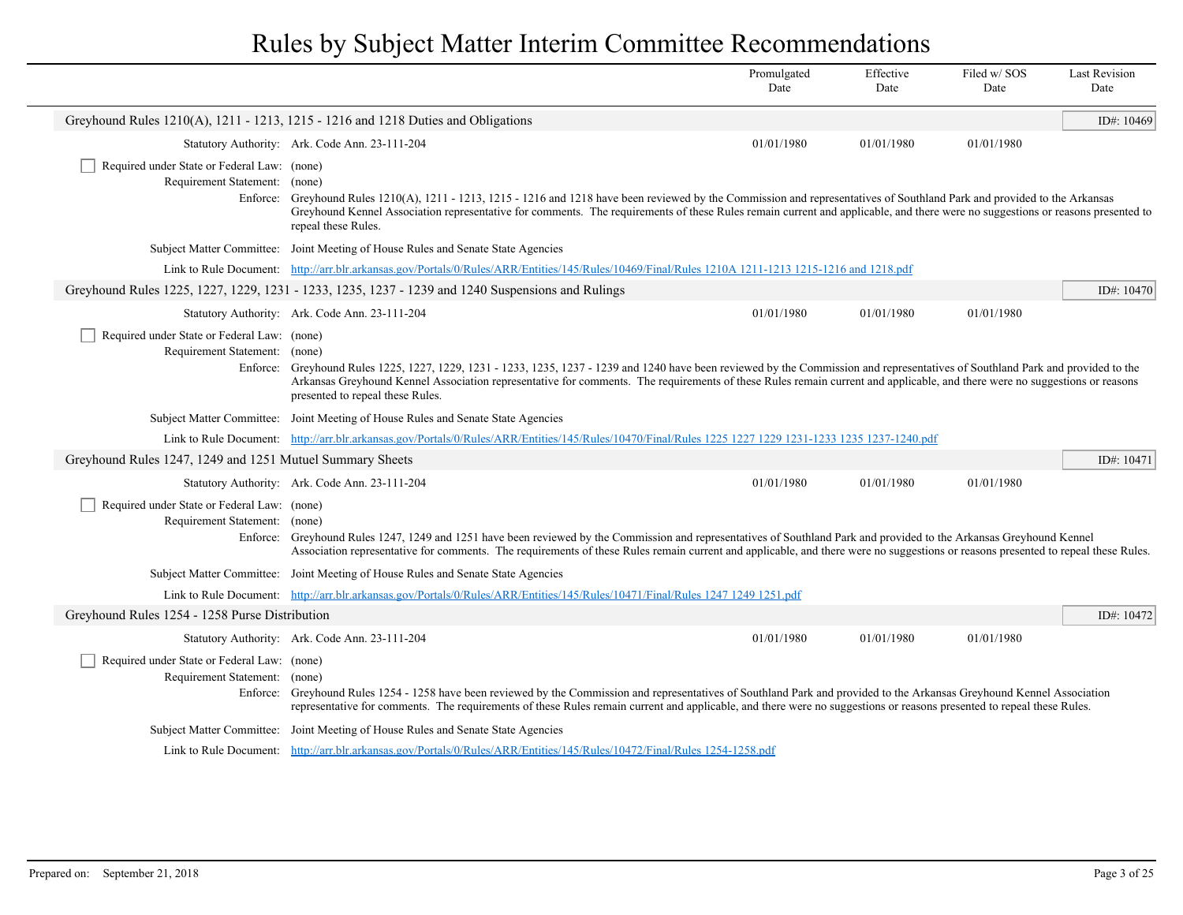# Rules by Subject Matter Interim Committee Recommendations

| | Promulgated Date | Effective Date | Filed w/ SOS Date | Last Revision Date |
|---|---|---|---|---|

## Greyhound Rules 1210(A), 1211 - 1213, 1215 - 1216 and 1218 Duties and Obligations

ID#: 10469

Statutory Authority: Ark. Code Ann. 23-111-204 — Promulgated Date: 01/01/1980 — Effective Date: 01/01/1980 — Filed w/ SOS Date: 01/01/1980

☐ Required under State or Federal Law: (none)

Requirement Statement: (none)

Enforce: Greyhound Rules 1210(A), 1211 - 1213, 1215 - 1216 and 1218 have been reviewed by the Commission and representatives of Southland Park and provided to the Arkansas Greyhound Kennel Association representative for comments. The requirements of these Rules remain current and applicable, and there were no suggestions or reasons presented to repeal these Rules.

Subject Matter Committee: Joint Meeting of House Rules and Senate State Agencies

Link to Rule Document: http://arr.blr.arkansas.gov/Portals/0/Rules/ARR/Entities/145/Rules/10469/Final/Rules 1210A 1211-1213 1215-1216 and 1218.pdf

## Greyhound Rules 1225, 1227, 1229, 1231 - 1233, 1235, 1237 - 1239 and 1240 Suspensions and Rulings

ID#: 10470

Statutory Authority: Ark. Code Ann. 23-111-204 — Promulgated Date: 01/01/1980 — Effective Date: 01/01/1980 — Filed w/ SOS Date: 01/01/1980

☐ Required under State or Federal Law: (none)

Requirement Statement: (none)

Enforce: Greyhound Rules 1225, 1227, 1229, 1231 - 1233, 1235, 1237 - 1239 and 1240 have been reviewed by the Commission and representatives of Southland Park and provided to the Arkansas Greyhound Kennel Association representative for comments. The requirements of these Rules remain current and applicable, and there were no suggestions or reasons presented to repeal these Rules.

Subject Matter Committee: Joint Meeting of House Rules and Senate State Agencies

Link to Rule Document: http://arr.blr.arkansas.gov/Portals/0/Rules/ARR/Entities/145/Rules/10470/Final/Rules 1225 1227 1229 1231-1233 1235 1237-1240.pdf

## Greyhound Rules 1247, 1249 and 1251 Mutuel Summary Sheets

ID#: 10471

Statutory Authority: Ark. Code Ann. 23-111-204 — Promulgated Date: 01/01/1980 — Effective Date: 01/01/1980 — Filed w/ SOS Date: 01/01/1980

☐ Required under State or Federal Law: (none)

Requirement Statement: (none)

Enforce: Greyhound Rules 1247, 1249 and 1251 have been reviewed by the Commission and representatives of Southland Park and provided to the Arkansas Greyhound Kennel Association representative for comments. The requirements of these Rules remain current and applicable, and there were no suggestions or reasons presented to repeal these Rules.

Subject Matter Committee: Joint Meeting of House Rules and Senate State Agencies

Link to Rule Document: http://arr.blr.arkansas.gov/Portals/0/Rules/ARR/Entities/145/Rules/10471/Final/Rules 1247 1249 1251.pdf

## Greyhound Rules 1254 - 1258 Purse Distribution

ID#: 10472

Statutory Authority: Ark. Code Ann. 23-111-204 — Promulgated Date: 01/01/1980 — Effective Date: 01/01/1980 — Filed w/ SOS Date: 01/01/1980

☐ Required under State or Federal Law: (none)

Requirement Statement: (none)

Enforce: Greyhound Rules 1254 - 1258 have been reviewed by the Commission and representatives of Southland Park and provided to the Arkansas Greyhound Kennel Association representative for comments. The requirements of these Rules remain current and applicable, and there were no suggestions or reasons presented to repeal these Rules.

Subject Matter Committee: Joint Meeting of House Rules and Senate State Agencies

Link to Rule Document: http://arr.blr.arkansas.gov/Portals/0/Rules/ARR/Entities/145/Rules/10472/Final/Rules 1254-1258.pdf

Prepared on: September 21, 2018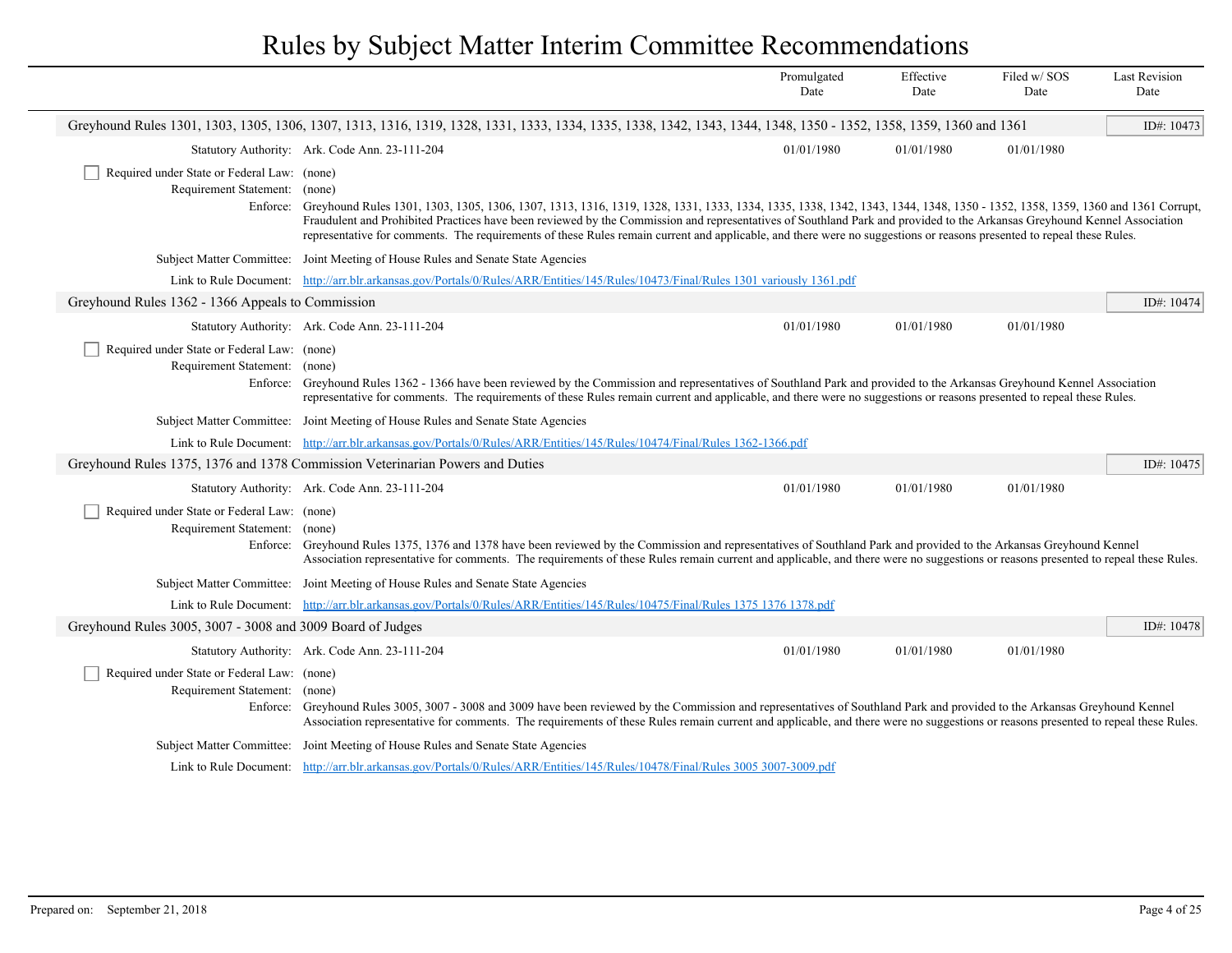# Rules by Subject Matter Interim Committee Recommendations

| | Promulgated Date | Effective Date | Filed w/ SOS Date | Last Revision Date |
|---|---|---|---|---|

## Greyhound Rules 1301, 1303, 1305, 1306, 1307, 1313, 1316, 1319, 1328, 1331, 1333, 1334, 1335, 1338, 1342, 1343, 1344, 1348, 1350 - 1352, 1358, 1359, 1360 and 1361

ID#: 10473

| | Promulgated Date | Effective Date | Filed w/ SOS Date | Last Revision Date |
|---|---|---|---|---|
| Statutory Authority: Ark. Code Ann. 23-111-204 | 01/01/1980 | 01/01/1980 | 01/01/1980 | |

☐ Required under State or Federal Law: (none)

Requirement Statement: (none)

Enforce: Greyhound Rules 1301, 1303, 1305, 1306, 1307, 1313, 1316, 1319, 1328, 1331, 1333, 1334, 1335, 1338, 1342, 1343, 1344, 1348, 1350 - 1352, 1358, 1359, 1360 and 1361 Corrupt, Fraudulent and Prohibited Practices have been reviewed by the Commission and representatives of Southland Park and provided to the Arkansas Greyhound Kennel Association representative for comments. The requirements of these Rules remain current and applicable, and there were no suggestions or reasons presented to repeal these Rules.

Subject Matter Committee: Joint Meeting of House Rules and Senate State Agencies

Link to Rule Document: http://arr.blr.arkansas.gov/Portals/0/Rules/ARR/Entities/145/Rules/10473/Final/Rules 1301 variously 1361.pdf

## Greyhound Rules 1362 - 1366 Appeals to Commission

ID#: 10474

| | Promulgated Date | Effective Date | Filed w/ SOS Date | Last Revision Date |
|---|---|---|---|---|
| Statutory Authority: Ark. Code Ann. 23-111-204 | 01/01/1980 | 01/01/1980 | 01/01/1980 | |

☐ Required under State or Federal Law: (none)

Requirement Statement: (none)

Enforce: Greyhound Rules 1362 - 1366 have been reviewed by the Commission and representatives of Southland Park and provided to the Arkansas Greyhound Kennel Association representative for comments. The requirements of these Rules remain current and applicable, and there were no suggestions or reasons presented to repeal these Rules.

Subject Matter Committee: Joint Meeting of House Rules and Senate State Agencies

Link to Rule Document: http://arr.blr.arkansas.gov/Portals/0/Rules/ARR/Entities/145/Rules/10474/Final/Rules 1362-1366.pdf

## Greyhound Rules 1375, 1376 and 1378 Commission Veterinarian Powers and Duties

ID#: 10475

| | Promulgated Date | Effective Date | Filed w/ SOS Date | Last Revision Date |
|---|---|---|---|---|
| Statutory Authority: Ark. Code Ann. 23-111-204 | 01/01/1980 | 01/01/1980 | 01/01/1980 | |

☐ Required under State or Federal Law: (none)

Requirement Statement: (none)

Enforce: Greyhound Rules 1375, 1376 and 1378 have been reviewed by the Commission and representatives of Southland Park and provided to the Arkansas Greyhound Kennel Association representative for comments. The requirements of these Rules remain current and applicable, and there were no suggestions or reasons presented to repeal these Rules.

Subject Matter Committee: Joint Meeting of House Rules and Senate State Agencies

Link to Rule Document: http://arr.blr.arkansas.gov/Portals/0/Rules/ARR/Entities/145/Rules/10475/Final/Rules 1375 1376 1378.pdf

## Greyhound Rules 3005, 3007 - 3008 and 3009 Board of Judges

ID#: 10478

| | Promulgated Date | Effective Date | Filed w/ SOS Date | Last Revision Date |
|---|---|---|---|---|
| Statutory Authority: Ark. Code Ann. 23-111-204 | 01/01/1980 | 01/01/1980 | 01/01/1980 | |

☐ Required under State or Federal Law: (none)

Requirement Statement: (none)

Enforce: Greyhound Rules 3005, 3007 - 3008 and 3009 have been reviewed by the Commission and representatives of Southland Park and provided to the Arkansas Greyhound Kennel Association representative for comments. The requirements of these Rules remain current and applicable, and there were no suggestions or reasons presented to repeal these Rules.

Subject Matter Committee: Joint Meeting of House Rules and Senate State Agencies

Link to Rule Document: http://arr.blr.arkansas.gov/Portals/0/Rules/ARR/Entities/145/Rules/10478/Final/Rules 3005 3007-3009.pdf

Prepared on: September 21, 2018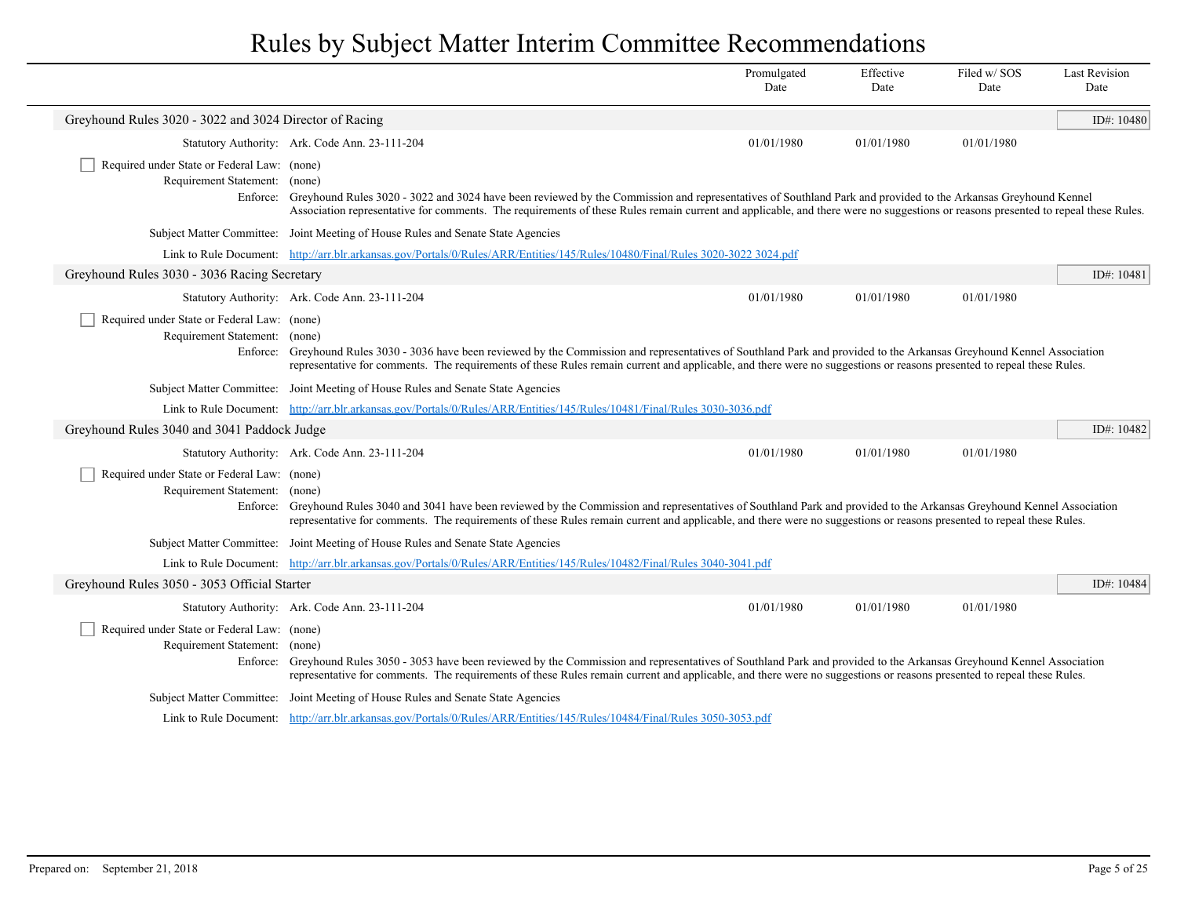# Rules by Subject Matter Interim Committee Recommendations

| | Promulgated Date | Effective Date | Filed w/ SOS Date | Last Revision Date |
|---|---|---|---|---|

## Greyhound Rules 3020 - 3022 and 3024 Director of Racing

ID#: 10480

| | Promulgated Date | Effective Date | Filed w/ SOS Date | Last Revision Date |
|---|---|---|---|---|
| Statutory Authority: Ark. Code Ann. 23-111-204 | 01/01/1980 | 01/01/1980 | 01/01/1980 | |

- [ ] Required under State or Federal Law: (none)

Requirement Statement: (none)

Enforce: Greyhound Rules 3020 - 3022 and 3024 have been reviewed by the Commission and representatives of Southland Park and provided to the Arkansas Greyhound Kennel Association representative for comments. The requirements of these Rules remain current and applicable, and there were no suggestions or reasons presented to repeal these Rules.

Subject Matter Committee: Joint Meeting of House Rules and Senate State Agencies

Link to Rule Document: http://arr.blr.arkansas.gov/Portals/0/Rules/ARR/Entities/145/Rules/10480/Final/Rules 3020-3022 3024.pdf

## Greyhound Rules 3030 - 3036 Racing Secretary

ID#: 10481

| | Promulgated Date | Effective Date | Filed w/ SOS Date | Last Revision Date |
|---|---|---|---|---|
| Statutory Authority: Ark. Code Ann. 23-111-204 | 01/01/1980 | 01/01/1980 | 01/01/1980 | |

- [ ] Required under State or Federal Law: (none)

Requirement Statement: (none)

Enforce: Greyhound Rules 3030 - 3036 have been reviewed by the Commission and representatives of Southland Park and provided to the Arkansas Greyhound Kennel Association representative for comments. The requirements of these Rules remain current and applicable, and there were no suggestions or reasons presented to repeal these Rules.

Subject Matter Committee: Joint Meeting of House Rules and Senate State Agencies

Link to Rule Document: http://arr.blr.arkansas.gov/Portals/0/Rules/ARR/Entities/145/Rules/10481/Final/Rules 3030-3036.pdf

## Greyhound Rules 3040 and 3041 Paddock Judge

ID#: 10482

| | Promulgated Date | Effective Date | Filed w/ SOS Date | Last Revision Date |
|---|---|---|---|---|
| Statutory Authority: Ark. Code Ann. 23-111-204 | 01/01/1980 | 01/01/1980 | 01/01/1980 | |

- [ ] Required under State or Federal Law: (none)

Requirement Statement: (none)

Enforce: Greyhound Rules 3040 and 3041 have been reviewed by the Commission and representatives of Southland Park and provided to the Arkansas Greyhound Kennel Association representative for comments. The requirements of these Rules remain current and applicable, and there were no suggestions or reasons presented to repeal these Rules.

Subject Matter Committee: Joint Meeting of House Rules and Senate State Agencies

Link to Rule Document: http://arr.blr.arkansas.gov/Portals/0/Rules/ARR/Entities/145/Rules/10482/Final/Rules 3040-3041.pdf

## Greyhound Rules 3050 - 3053 Official Starter

ID#: 10484

| | Promulgated Date | Effective Date | Filed w/ SOS Date | Last Revision Date |
|---|---|---|---|---|
| Statutory Authority: Ark. Code Ann. 23-111-204 | 01/01/1980 | 01/01/1980 | 01/01/1980 | |

- [ ] Required under State or Federal Law: (none)

Requirement Statement: (none)

Enforce: Greyhound Rules 3050 - 3053 have been reviewed by the Commission and representatives of Southland Park and provided to the Arkansas Greyhound Kennel Association representative for comments. The requirements of these Rules remain current and applicable, and there were no suggestions or reasons presented to repeal these Rules.

Subject Matter Committee: Joint Meeting of House Rules and Senate State Agencies

Link to Rule Document: http://arr.blr.arkansas.gov/Portals/0/Rules/ARR/Entities/145/Rules/10484/Final/Rules 3050-3053.pdf

Prepared on: September 21, 2018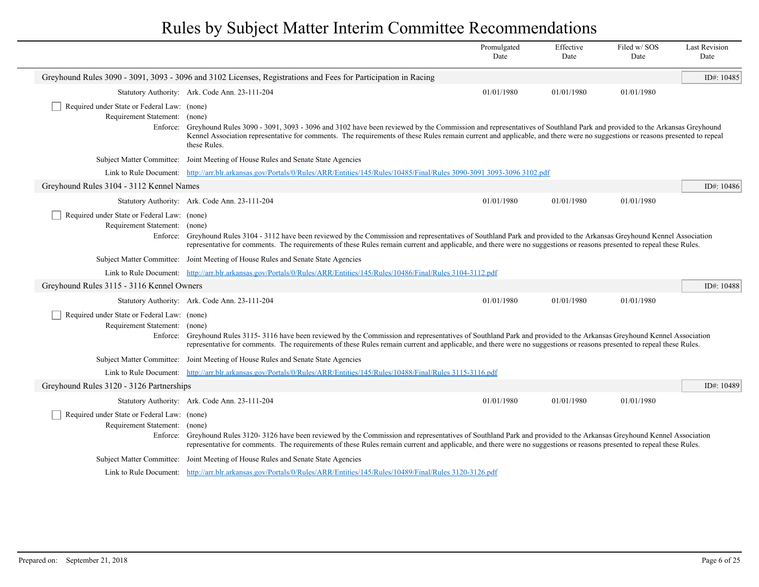# Rules by Subject Matter Interim Committee Recommendations

| | Promulgated Date | Effective Date | Filed w/ SOS Date | Last Revision Date |
|---|---|---|---|---|

## Greyhound Rules 3090 - 3091, 3093 - 3096 and 3102 Licenses, Registrations and Fees for Participation in Racing

ID#: 10485

| | Promulgated Date | Effective Date | Filed w/ SOS Date | Last Revision Date |
|---|---|---|---|---|
| Statutory Authority: Ark. Code Ann. 23-111-204 | 01/01/1980 | 01/01/1980 | 01/01/1980 | |

☐ Required under State or Federal Law: (none)

Requirement Statement: (none)

Enforce: Greyhound Rules 3090 - 3091, 3093 - 3096 and 3102 have been reviewed by the Commission and representatives of Southland Park and provided to the Arkansas Greyhound Kennel Association representative for comments. The requirements of these Rules remain current and applicable, and there were no suggestions or reasons presented to repeal these Rules.

Subject Matter Committee: Joint Meeting of House Rules and Senate State Agencies

Link to Rule Document: http://arr.blr.arkansas.gov/Portals/0/Rules/ARR/Entities/145/Rules/10485/Final/Rules 3090-3091 3093-3096 3102.pdf

## Greyhound Rules 3104 - 3112 Kennel Names

ID#: 10486

| | Promulgated Date | Effective Date | Filed w/ SOS Date | Last Revision Date |
|---|---|---|---|---|
| Statutory Authority: Ark. Code Ann. 23-111-204 | 01/01/1980 | 01/01/1980 | 01/01/1980 | |

☐ Required under State or Federal Law: (none)

Requirement Statement: (none)

Enforce: Greyhound Rules 3104 - 3112 have been reviewed by the Commission and representatives of Southland Park and provided to the Arkansas Greyhound Kennel Association representative for comments. The requirements of these Rules remain current and applicable, and there were no suggestions or reasons presented to repeal these Rules.

Subject Matter Committee: Joint Meeting of House Rules and Senate State Agencies

Link to Rule Document: http://arr.blr.arkansas.gov/Portals/0/Rules/ARR/Entities/145/Rules/10486/Final/Rules 3104-3112.pdf

## Greyhound Rules 3115 - 3116 Kennel Owners

ID#: 10488

| | Promulgated Date | Effective Date | Filed w/ SOS Date | Last Revision Date |
|---|---|---|---|---|
| Statutory Authority: Ark. Code Ann. 23-111-204 | 01/01/1980 | 01/01/1980 | 01/01/1980 | |

☐ Required under State or Federal Law: (none)

Requirement Statement: (none)

Enforce: Greyhound Rules 3115- 3116 have been reviewed by the Commission and representatives of Southland Park and provided to the Arkansas Greyhound Kennel Association representative for comments. The requirements of these Rules remain current and applicable, and there were no suggestions or reasons presented to repeal these Rules.

Subject Matter Committee: Joint Meeting of House Rules and Senate State Agencies

Link to Rule Document: http://arr.blr.arkansas.gov/Portals/0/Rules/ARR/Entities/145/Rules/10488/Final/Rules 3115-3116.pdf

## Greyhound Rules 3120 - 3126 Partnerships

ID#: 10489

| | Promulgated Date | Effective Date | Filed w/ SOS Date | Last Revision Date |
|---|---|---|---|---|
| Statutory Authority: Ark. Code Ann. 23-111-204 | 01/01/1980 | 01/01/1980 | 01/01/1980 | |

☐ Required under State or Federal Law: (none)

Requirement Statement: (none)

Enforce: Greyhound Rules 3120- 3126 have been reviewed by the Commission and representatives of Southland Park and provided to the Arkansas Greyhound Kennel Association representative for comments. The requirements of these Rules remain current and applicable, and there were no suggestions or reasons presented to repeal these Rules.

Subject Matter Committee: Joint Meeting of House Rules and Senate State Agencies

Link to Rule Document: http://arr.blr.arkansas.gov/Portals/0/Rules/ARR/Entities/145/Rules/10489/Final/Rules 3120-3126.pdf

Prepared on: September 21, 2018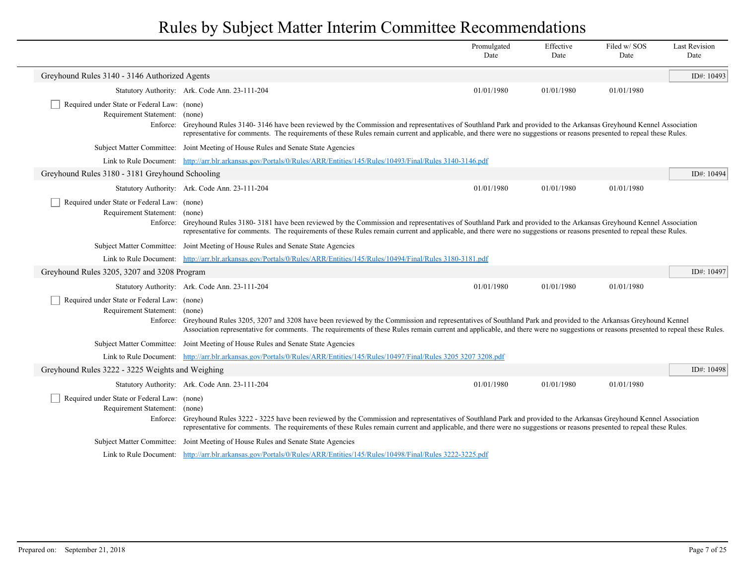# Rules by Subject Matter Interim Committee Recommendations

| | | Promulgated Date | Effective Date | Filed w/ SOS Date | Last Revision Date |
|---|---|---|---|---|---|

## Greyhound Rules 3140 - 3146 Authorized Agents

ID#: 10493

| | | Promulgated Date | Effective Date | Filed w/ SOS Date | Last Revision Date |
|---|---|---|---|---|---|
| Statutory Authority: | Ark. Code Ann. 23-111-204 | 01/01/1980 | 01/01/1980 | 01/01/1980 | |

☐ Required under State or Federal Law: (none)

Requirement Statement: (none)

Enforce: Greyhound Rules 3140- 3146 have been reviewed by the Commission and representatives of Southland Park and provided to the Arkansas Greyhound Kennel Association representative for comments. The requirements of these Rules remain current and applicable, and there were no suggestions or reasons presented to repeal these Rules.

Subject Matter Committee: Joint Meeting of House Rules and Senate State Agencies

Link to Rule Document: http://arr.blr.arkansas.gov/Portals/0/Rules/ARR/Entities/145/Rules/10493/Final/Rules 3140-3146.pdf

## Greyhound Rules 3180 - 3181 Greyhound Schooling

ID#: 10494

| | | Promulgated Date | Effective Date | Filed w/ SOS Date | Last Revision Date |
|---|---|---|---|---|---|
| Statutory Authority: | Ark. Code Ann. 23-111-204 | 01/01/1980 | 01/01/1980 | 01/01/1980 | |

☐ Required under State or Federal Law: (none)

Requirement Statement: (none)

Enforce: Greyhound Rules 3180- 3181 have been reviewed by the Commission and representatives of Southland Park and provided to the Arkansas Greyhound Kennel Association representative for comments. The requirements of these Rules remain current and applicable, and there were no suggestions or reasons presented to repeal these Rules.

Subject Matter Committee: Joint Meeting of House Rules and Senate State Agencies

Link to Rule Document: http://arr.blr.arkansas.gov/Portals/0/Rules/ARR/Entities/145/Rules/10494/Final/Rules 3180-3181.pdf

## Greyhound Rules 3205, 3207 and 3208 Program

ID#: 10497

| | | Promulgated Date | Effective Date | Filed w/ SOS Date | Last Revision Date |
|---|---|---|---|---|---|
| Statutory Authority: | Ark. Code Ann. 23-111-204 | 01/01/1980 | 01/01/1980 | 01/01/1980 | |

☐ Required under State or Federal Law: (none)

Requirement Statement: (none)

Enforce: Greyhound Rules 3205, 3207 and 3208 have been reviewed by the Commission and representatives of Southland Park and provided to the Arkansas Greyhound Kennel Association representative for comments. The requirements of these Rules remain current and applicable, and there were no suggestions or reasons presented to repeal these Rules.

Subject Matter Committee: Joint Meeting of House Rules and Senate State Agencies

Link to Rule Document: http://arr.blr.arkansas.gov/Portals/0/Rules/ARR/Entities/145/Rules/10497/Final/Rules 3205 3207 3208.pdf

## Greyhound Rules 3222 - 3225 Weights and Weighing

ID#: 10498

| | | Promulgated Date | Effective Date | Filed w/ SOS Date | Last Revision Date |
|---|---|---|---|---|---|
| Statutory Authority: | Ark. Code Ann. 23-111-204 | 01/01/1980 | 01/01/1980 | 01/01/1980 | |

☐ Required under State or Federal Law: (none)

Requirement Statement: (none)

Enforce: Greyhound Rules 3222 - 3225 have been reviewed by the Commission and representatives of Southland Park and provided to the Arkansas Greyhound Kennel Association representative for comments. The requirements of these Rules remain current and applicable, and there were no suggestions or reasons presented to repeal these Rules.

Subject Matter Committee: Joint Meeting of House Rules and Senate State Agencies

Link to Rule Document: http://arr.blr.arkansas.gov/Portals/0/Rules/ARR/Entities/145/Rules/10498/Final/Rules 3222-3225.pdf

Prepared on: September 21, 2018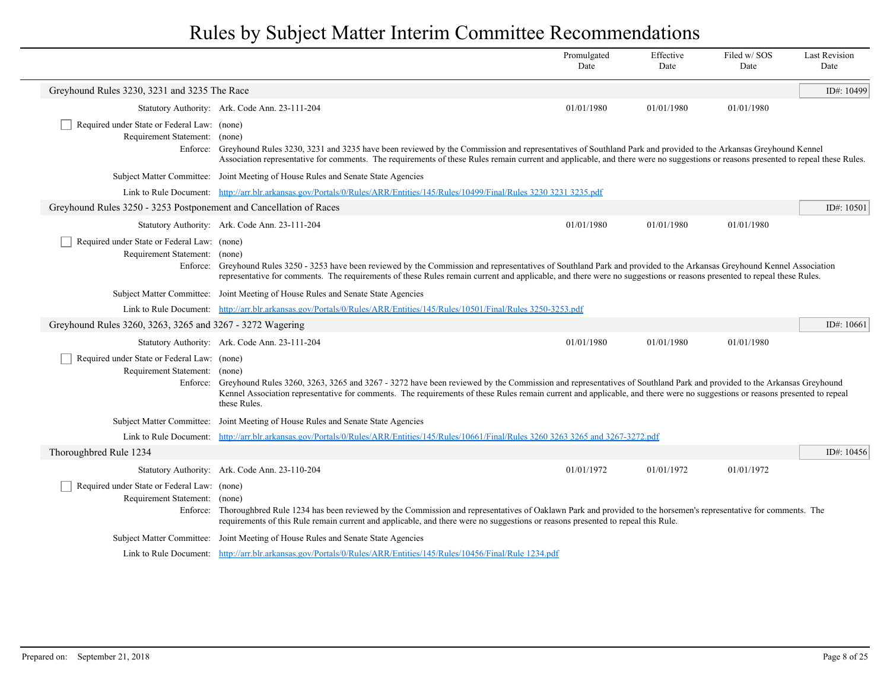# Rules by Subject Matter Interim Committee Recommendations

| | Promulgated Date | Effective Date | Filed w/ SOS Date | Last Revision Date |
|---|---|---|---|---|

## Greyhound Rules 3230, 3231 and 3235 The Race

ID#: 10499

| | Promulgated Date | Effective Date | Filed w/ SOS Date | Last Revision Date |
|---|---|---|---|---|
| Statutory Authority: Ark. Code Ann. 23-111-204 | 01/01/1980 | 01/01/1980 | 01/01/1980 | |

☐ Required under State or Federal Law: (none)

Requirement Statement: (none)

Enforce: Greyhound Rules 3230, 3231 and 3235 have been reviewed by the Commission and representatives of Southland Park and provided to the Arkansas Greyhound Kennel Association representative for comments. The requirements of these Rules remain current and applicable, and there were no suggestions or reasons presented to repeal these Rules.

Subject Matter Committee: Joint Meeting of House Rules and Senate State Agencies

Link to Rule Document: [http://arr.blr.arkansas.gov/Portals/0/Rules/ARR/Entities/145/Rules/10499/Final/Rules 3230 3231 3235.pdf](http://arr.blr.arkansas.gov/Portals/0/Rules/ARR/Entities/145/Rules/10499/Final/Rules%203230%203231%203235.pdf)

## Greyhound Rules 3250 - 3253 Postponement and Cancellation of Races

ID#: 10501

| | Promulgated Date | Effective Date | Filed w/ SOS Date | Last Revision Date |
|---|---|---|---|---|
| Statutory Authority: Ark. Code Ann. 23-111-204 | 01/01/1980 | 01/01/1980 | 01/01/1980 | |

☐ Required under State or Federal Law: (none)

Requirement Statement: (none)

Enforce: Greyhound Rules 3250 - 3253 have been reviewed by the Commission and representatives of Southland Park and provided to the Arkansas Greyhound Kennel Association representative for comments. The requirements of these Rules remain current and applicable, and there were no suggestions or reasons presented to repeal these Rules.

Subject Matter Committee: Joint Meeting of House Rules and Senate State Agencies

Link to Rule Document: [http://arr.blr.arkansas.gov/Portals/0/Rules/ARR/Entities/145/Rules/10501/Final/Rules 3250-3253.pdf](http://arr.blr.arkansas.gov/Portals/0/Rules/ARR/Entities/145/Rules/10501/Final/Rules%203250-3253.pdf)

## Greyhound Rules 3260, 3263, 3265 and 3267 - 3272 Wagering

ID#: 10661

| | Promulgated Date | Effective Date | Filed w/ SOS Date | Last Revision Date |
|---|---|---|---|---|
| Statutory Authority: Ark. Code Ann. 23-111-204 | 01/01/1980 | 01/01/1980 | 01/01/1980 | |

☐ Required under State or Federal Law: (none)

Requirement Statement: (none)

Enforce: Greyhound Rules 3260, 3263, 3265 and 3267 - 3272 have been reviewed by the Commission and representatives of Southland Park and provided to the Arkansas Greyhound Kennel Association representative for comments. The requirements of these Rules remain current and applicable, and there were no suggestions or reasons presented to repeal these Rules.

Subject Matter Committee: Joint Meeting of House Rules and Senate State Agencies

Link to Rule Document: [http://arr.blr.arkansas.gov/Portals/0/Rules/ARR/Entities/145/Rules/10661/Final/Rules 3260 3263 3265 and 3267-3272.pdf](http://arr.blr.arkansas.gov/Portals/0/Rules/ARR/Entities/145/Rules/10661/Final/Rules%203260%203263%203265%20and%203267-3272.pdf)

## Thoroughbred Rule 1234

ID#: 10456

| | Promulgated Date | Effective Date | Filed w/ SOS Date | Last Revision Date |
|---|---|---|---|---|
| Statutory Authority: Ark. Code Ann. 23-110-204 | 01/01/1972 | 01/01/1972 | 01/01/1972 | |

☐ Required under State or Federal Law: (none)

Requirement Statement: (none)

Enforce: Thoroughbred Rule 1234 has been reviewed by the Commission and representatives of Oaklawn Park and provided to the horsemen's representative for comments. The requirements of this Rule remain current and applicable, and there were no suggestions or reasons presented to repeal this Rule.

Subject Matter Committee: Joint Meeting of House Rules and Senate State Agencies

Link to Rule Document: [http://arr.blr.arkansas.gov/Portals/0/Rules/ARR/Entities/145/Rules/10456/Final/Rule 1234.pdf](http://arr.blr.arkansas.gov/Portals/0/Rules/ARR/Entities/145/Rules/10456/Final/Rule%201234.pdf)

Prepared on: September 21, 2018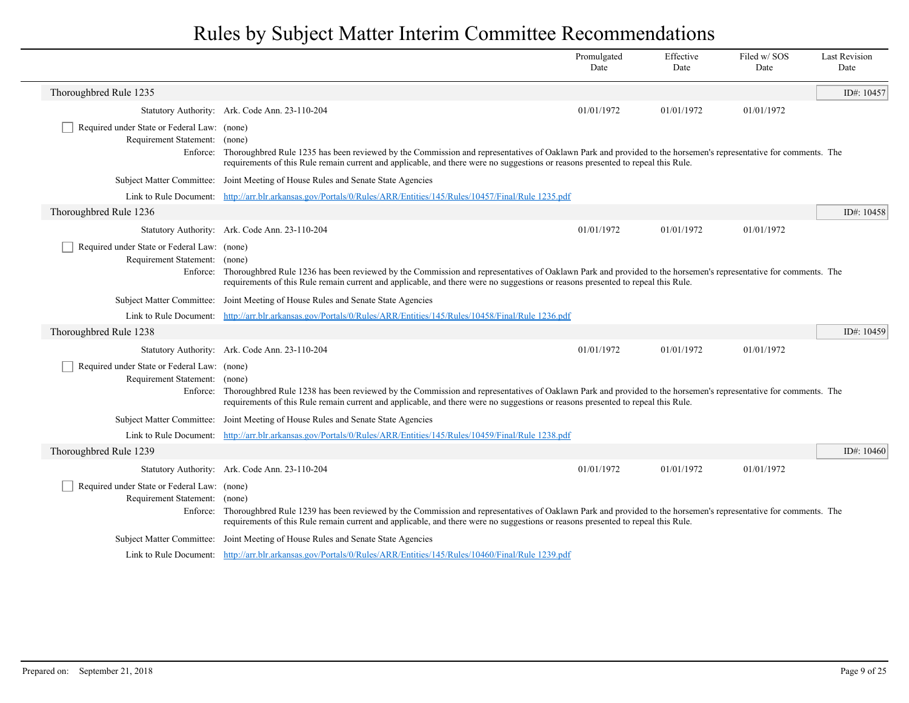# Rules by Subject Matter Interim Committee Recommendations

| | Promulgated Date | Effective Date | Filed w/ SOS Date | Last Revision Date |
|---|---|---|---|---|

## Thoroughbred Rule 1235

ID#: 10457

| | | Promulgated Date | Effective Date | Filed w/ SOS Date | Last Revision Date |
|---|---|---|---|---|---|
| Statutory Authority: | Ark. Code Ann. 23-110-204 | 01/01/1972 | 01/01/1972 | 01/01/1972 | |

- [ ] Required under State or Federal Law: (none)

Requirement Statement: (none)

Enforce: Thoroughbred Rule 1235 has been reviewed by the Commission and representatives of Oaklawn Park and provided to the horsemen's representative for comments. The requirements of this Rule remain current and applicable, and there were no suggestions or reasons presented to repeal this Rule.

Subject Matter Committee: Joint Meeting of House Rules and Senate State Agencies

Link to Rule Document: http://arr.blr.arkansas.gov/Portals/0/Rules/ARR/Entities/145/Rules/10457/Final/Rule 1235.pdf

## Thoroughbred Rule 1236

ID#: 10458

| | | Promulgated Date | Effective Date | Filed w/ SOS Date | Last Revision Date |
|---|---|---|---|---|---|
| Statutory Authority: | Ark. Code Ann. 23-110-204 | 01/01/1972 | 01/01/1972 | 01/01/1972 | |

- [ ] Required under State or Federal Law: (none)

Requirement Statement: (none)

Enforce: Thoroughbred Rule 1236 has been reviewed by the Commission and representatives of Oaklawn Park and provided to the horsemen's representative for comments. The requirements of this Rule remain current and applicable, and there were no suggestions or reasons presented to repeal this Rule.

Subject Matter Committee: Joint Meeting of House Rules and Senate State Agencies

Link to Rule Document: http://arr.blr.arkansas.gov/Portals/0/Rules/ARR/Entities/145/Rules/10458/Final/Rule 1236.pdf

## Thoroughbred Rule 1238

ID#: 10459

| | | Promulgated Date | Effective Date | Filed w/ SOS Date | Last Revision Date |
|---|---|---|---|---|---|
| Statutory Authority: | Ark. Code Ann. 23-110-204 | 01/01/1972 | 01/01/1972 | 01/01/1972 | |

- [ ] Required under State or Federal Law: (none)

Requirement Statement: (none)

Enforce: Thoroughbred Rule 1238 has been reviewed by the Commission and representatives of Oaklawn Park and provided to the horsemen's representative for comments. The requirements of this Rule remain current and applicable, and there were no suggestions or reasons presented to repeal this Rule.

Subject Matter Committee: Joint Meeting of House Rules and Senate State Agencies

Link to Rule Document: http://arr.blr.arkansas.gov/Portals/0/Rules/ARR/Entities/145/Rules/10459/Final/Rule 1238.pdf

## Thoroughbred Rule 1239

ID#: 10460

| | | Promulgated Date | Effective Date | Filed w/ SOS Date | Last Revision Date |
|---|---|---|---|---|---|
| Statutory Authority: | Ark. Code Ann. 23-110-204 | 01/01/1972 | 01/01/1972 | 01/01/1972 | |

- [ ] Required under State or Federal Law: (none)

Requirement Statement: (none)

Enforce: Thoroughbred Rule 1239 has been reviewed by the Commission and representatives of Oaklawn Park and provided to the horsemen's representative for comments. The requirements of this Rule remain current and applicable, and there were no suggestions or reasons presented to repeal this Rule.

Subject Matter Committee: Joint Meeting of House Rules and Senate State Agencies

Link to Rule Document: http://arr.blr.arkansas.gov/Portals/0/Rules/ARR/Entities/145/Rules/10460/Final/Rule 1239.pdf

Prepared on: September 21, 2018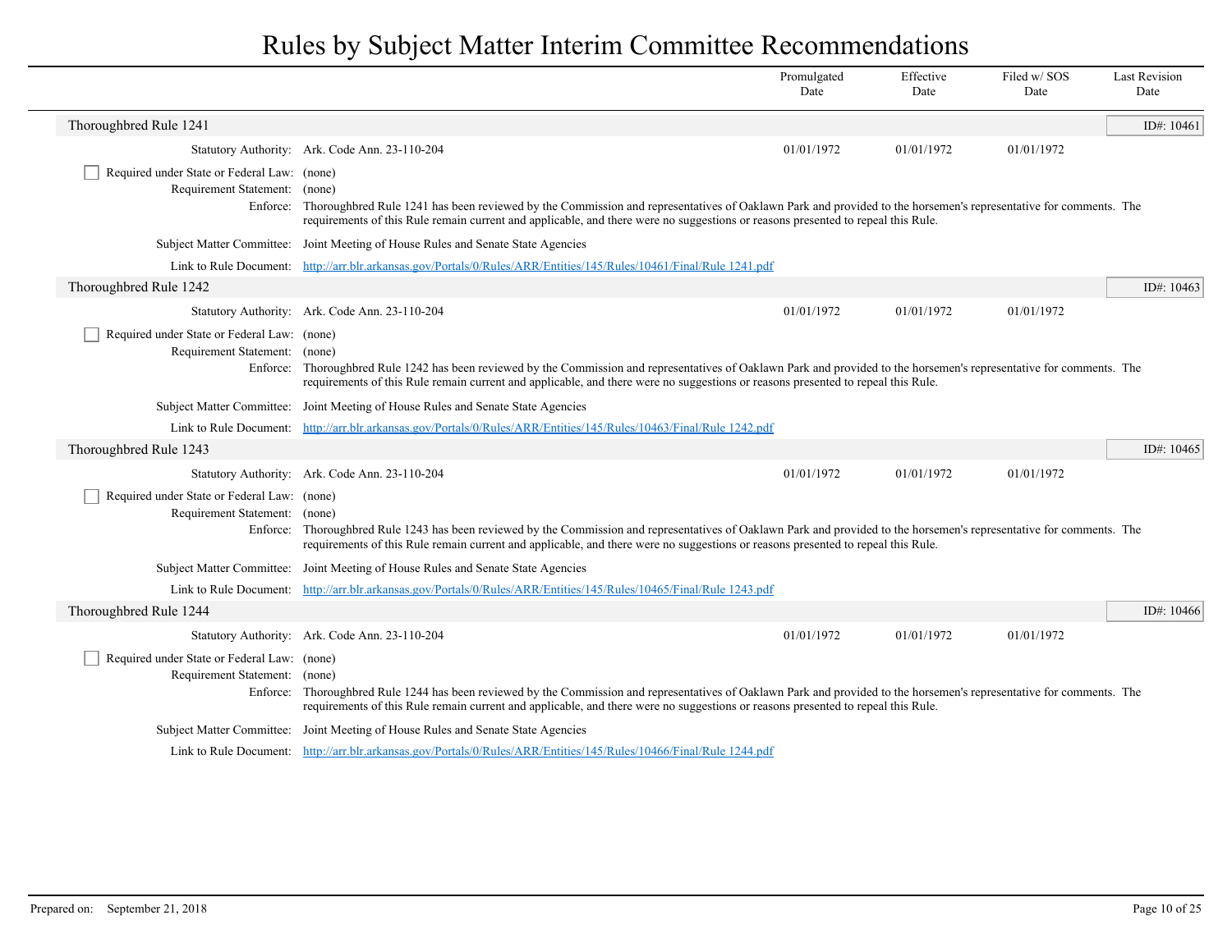# Rules by Subject Matter Interim Committee Recommendations

| | | Promulgated Date | Effective Date | Filed w/ SOS Date | Last Revision Date |
|---|---|---|---|---|---|

## Thoroughbred Rule 1241

ID#: 10461

| | | Promulgated Date | Effective Date | Filed w/ SOS Date | Last Revision Date |
|---|---|---|---|---|---|
| Statutory Authority: | Ark. Code Ann. 23-110-204 | 01/01/1972 | 01/01/1972 | 01/01/1972 | |

- [ ] Required under State or Federal Law: (none)

Requirement Statement: (none)

Enforce: Thoroughbred Rule 1241 has been reviewed by the Commission and representatives of Oaklawn Park and provided to the horsemen's representative for comments. The requirements of this Rule remain current and applicable, and there were no suggestions or reasons presented to repeal this Rule.

Subject Matter Committee: Joint Meeting of House Rules and Senate State Agencies

Link to Rule Document: http://arr.blr.arkansas.gov/Portals/0/Rules/ARR/Entities/145/Rules/10461/Final/Rule 1241.pdf

## Thoroughbred Rule 1242

ID#: 10463

| | | Promulgated Date | Effective Date | Filed w/ SOS Date | Last Revision Date |
|---|---|---|---|---|---|
| Statutory Authority: | Ark. Code Ann. 23-110-204 | 01/01/1972 | 01/01/1972 | 01/01/1972 | |

- [ ] Required under State or Federal Law: (none)

Requirement Statement: (none)

Enforce: Thoroughbred Rule 1242 has been reviewed by the Commission and representatives of Oaklawn Park and provided to the horsemen's representative for comments. The requirements of this Rule remain current and applicable, and there were no suggestions or reasons presented to repeal this Rule.

Subject Matter Committee: Joint Meeting of House Rules and Senate State Agencies

Link to Rule Document: http://arr.blr.arkansas.gov/Portals/0/Rules/ARR/Entities/145/Rules/10463/Final/Rule 1242.pdf

## Thoroughbred Rule 1243

ID#: 10465

| | | Promulgated Date | Effective Date | Filed w/ SOS Date | Last Revision Date |
|---|---|---|---|---|---|
| Statutory Authority: | Ark. Code Ann. 23-110-204 | 01/01/1972 | 01/01/1972 | 01/01/1972 | |

- [ ] Required under State or Federal Law: (none)

Requirement Statement: (none)

Enforce: Thoroughbred Rule 1243 has been reviewed by the Commission and representatives of Oaklawn Park and provided to the horsemen's representative for comments. The requirements of this Rule remain current and applicable, and there were no suggestions or reasons presented to repeal this Rule.

Subject Matter Committee: Joint Meeting of House Rules and Senate State Agencies

Link to Rule Document: http://arr.blr.arkansas.gov/Portals/0/Rules/ARR/Entities/145/Rules/10465/Final/Rule 1243.pdf

## Thoroughbred Rule 1244

ID#: 10466

| | | Promulgated Date | Effective Date | Filed w/ SOS Date | Last Revision Date |
|---|---|---|---|---|---|
| Statutory Authority: | Ark. Code Ann. 23-110-204 | 01/01/1972 | 01/01/1972 | 01/01/1972 | |

- [ ] Required under State or Federal Law: (none)

Requirement Statement: (none)

Enforce: Thoroughbred Rule 1244 has been reviewed by the Commission and representatives of Oaklawn Park and provided to the horsemen's representative for comments. The requirements of this Rule remain current and applicable, and there were no suggestions or reasons presented to repeal this Rule.

Subject Matter Committee: Joint Meeting of House Rules and Senate State Agencies

Link to Rule Document: http://arr.blr.arkansas.gov/Portals/0/Rules/ARR/Entities/145/Rules/10466/Final/Rule 1244.pdf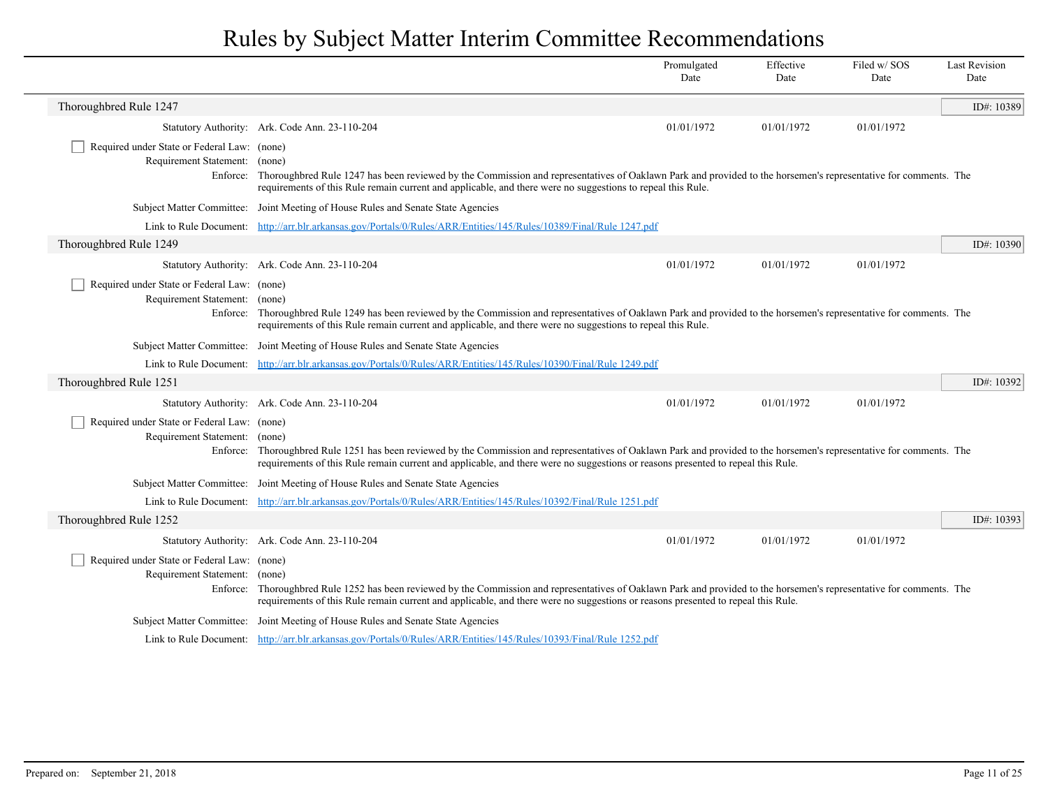# Rules by Subject Matter Interim Committee Recommendations

| | Promulgated Date | Effective Date | Filed w/ SOS Date | Last Revision Date |
|---|---|---|---|---|

## Thoroughbred Rule 1247

ID#: 10389

Statutory Authority: Ark. Code Ann. 23-110-204

| Promulgated Date | Effective Date | Filed w/ SOS Date | Last Revision Date |
|---|---|---|---|
| 01/01/1972 | 01/01/1972 | 01/01/1972 | |

☐ Required under State or Federal Law: (none)

Requirement Statement: (none)

Enforce: Thoroughbred Rule 1247 has been reviewed by the Commission and representatives of Oaklawn Park and provided to the horsemen's representative for comments. The requirements of this Rule remain current and applicable, and there were no suggestions to repeal this Rule.

Subject Matter Committee: Joint Meeting of House Rules and Senate State Agencies

Link to Rule Document: [http://arr.blr.arkansas.gov/Portals/0/Rules/ARR/Entities/145/Rules/10389/Final/Rule 1247.pdf](http://arr.blr.arkansas.gov/Portals/0/Rules/ARR/Entities/145/Rules/10389/Final/Rule%201247.pdf)

## Thoroughbred Rule 1249

ID#: 10390

Statutory Authority: Ark. Code Ann. 23-110-204

| Promulgated Date | Effective Date | Filed w/ SOS Date | Last Revision Date |
|---|---|---|---|
| 01/01/1972 | 01/01/1972 | 01/01/1972 | |

☐ Required under State or Federal Law: (none)

Requirement Statement: (none)

Enforce: Thoroughbred Rule 1249 has been reviewed by the Commission and representatives of Oaklawn Park and provided to the horsemen's representative for comments. The requirements of this Rule remain current and applicable, and there were no suggestions to repeal this Rule.

Subject Matter Committee: Joint Meeting of House Rules and Senate State Agencies

Link to Rule Document: [http://arr.blr.arkansas.gov/Portals/0/Rules/ARR/Entities/145/Rules/10390/Final/Rule 1249.pdf](http://arr.blr.arkansas.gov/Portals/0/Rules/ARR/Entities/145/Rules/10390/Final/Rule%201249.pdf)

## Thoroughbred Rule 1251

ID#: 10392

Statutory Authority: Ark. Code Ann. 23-110-204

| Promulgated Date | Effective Date | Filed w/ SOS Date | Last Revision Date |
|---|---|---|---|
| 01/01/1972 | 01/01/1972 | 01/01/1972 | |

☐ Required under State or Federal Law: (none)

Requirement Statement: (none)

Enforce: Thoroughbred Rule 1251 has been reviewed by the Commission and representatives of Oaklawn Park and provided to the horsemen's representative for comments. The requirements of this Rule remain current and applicable, and there were no suggestions or reasons presented to repeal this Rule.

Subject Matter Committee: Joint Meeting of House Rules and Senate State Agencies

Link to Rule Document: [http://arr.blr.arkansas.gov/Portals/0/Rules/ARR/Entities/145/Rules/10392/Final/Rule 1251.pdf](http://arr.blr.arkansas.gov/Portals/0/Rules/ARR/Entities/145/Rules/10392/Final/Rule%201251.pdf)

## Thoroughbred Rule 1252

ID#: 10393

Statutory Authority: Ark. Code Ann. 23-110-204

| Promulgated Date | Effective Date | Filed w/ SOS Date | Last Revision Date |
|---|---|---|---|
| 01/01/1972 | 01/01/1972 | 01/01/1972 | |

☐ Required under State or Federal Law: (none)

Requirement Statement: (none)

Enforce: Thoroughbred Rule 1252 has been reviewed by the Commission and representatives of Oaklawn Park and provided to the horsemen's representative for comments. The requirements of this Rule remain current and applicable, and there were no suggestions or reasons presented to repeal this Rule.

Subject Matter Committee: Joint Meeting of House Rules and Senate State Agencies

Link to Rule Document: [http://arr.blr.arkansas.gov/Portals/0/Rules/ARR/Entities/145/Rules/10393/Final/Rule 1252.pdf](http://arr.blr.arkansas.gov/Portals/0/Rules/ARR/Entities/145/Rules/10393/Final/Rule%201252.pdf)

Prepared on: September 21, 2018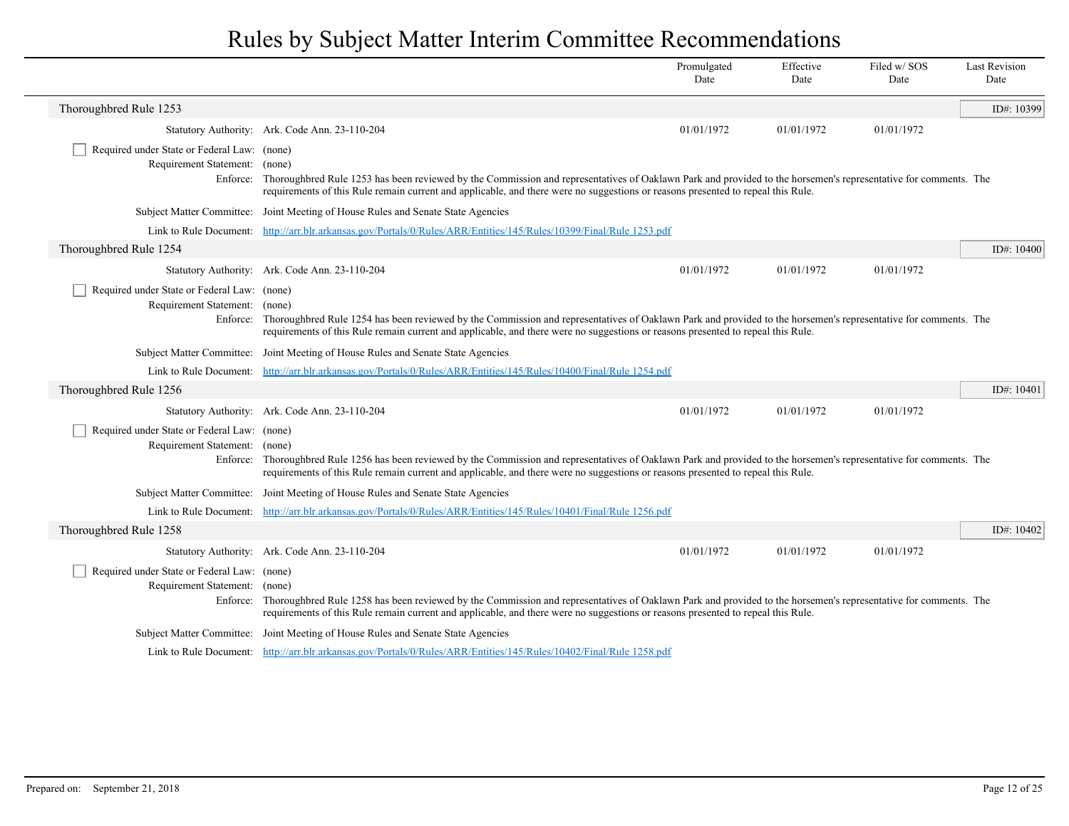# Rules by Subject Matter Interim Committee Recommendations

| | Promulgated Date | Effective Date | Filed w/ SOS Date | Last Revision Date |
|---|---|---|---|---|

## Thoroughbred Rule 1253

ID#: 10399

| | | Promulgated Date | Effective Date | Filed w/ SOS Date | Last Revision Date |
|---|---|---|---|---|---|
| Statutory Authority: | Ark. Code Ann. 23-110-204 | 01/01/1972 | 01/01/1972 | 01/01/1972 | |

☐ Required under State or Federal Law: (none)

Requirement Statement: (none)

Enforce: Thoroughbred Rule 1253 has been reviewed by the Commission and representatives of Oaklawn Park and provided to the horsemen's representative for comments. The requirements of this Rule remain current and applicable, and there were no suggestions or reasons presented to repeal this Rule.

Subject Matter Committee: Joint Meeting of House Rules and Senate State Agencies

Link to Rule Document: [http://arr.blr.arkansas.gov/Portals/0/Rules/ARR/Entities/145/Rules/10399/Final/Rule 1253.pdf](http://arr.blr.arkansas.gov/Portals/0/Rules/ARR/Entities/145/Rules/10399/Final/Rule%201253.pdf)

## Thoroughbred Rule 1254

ID#: 10400

| | | Promulgated Date | Effective Date | Filed w/ SOS Date | Last Revision Date |
|---|---|---|---|---|---|
| Statutory Authority: | Ark. Code Ann. 23-110-204 | 01/01/1972 | 01/01/1972 | 01/01/1972 | |

☐ Required under State or Federal Law: (none)

Requirement Statement: (none)

Enforce: Thoroughbred Rule 1254 has been reviewed by the Commission and representatives of Oaklawn Park and provided to the horsemen's representative for comments. The requirements of this Rule remain current and applicable, and there were no suggestions or reasons presented to repeal this Rule.

Subject Matter Committee: Joint Meeting of House Rules and Senate State Agencies

Link to Rule Document: [http://arr.blr.arkansas.gov/Portals/0/Rules/ARR/Entities/145/Rules/10400/Final/Rule 1254.pdf](http://arr.blr.arkansas.gov/Portals/0/Rules/ARR/Entities/145/Rules/10400/Final/Rule%201254.pdf)

## Thoroughbred Rule 1256

ID#: 10401

| | | Promulgated Date | Effective Date | Filed w/ SOS Date | Last Revision Date |
|---|---|---|---|---|---|
| Statutory Authority: | Ark. Code Ann. 23-110-204 | 01/01/1972 | 01/01/1972 | 01/01/1972 | |

☐ Required under State or Federal Law: (none)

Requirement Statement: (none)

Enforce: Thoroughbred Rule 1256 has been reviewed by the Commission and representatives of Oaklawn Park and provided to the horsemen's representative for comments. The requirements of this Rule remain current and applicable, and there were no suggestions or reasons presented to repeal this Rule.

Subject Matter Committee: Joint Meeting of House Rules and Senate State Agencies

Link to Rule Document: [http://arr.blr.arkansas.gov/Portals/0/Rules/ARR/Entities/145/Rules/10401/Final/Rule 1256.pdf](http://arr.blr.arkansas.gov/Portals/0/Rules/ARR/Entities/145/Rules/10401/Final/Rule%201256.pdf)

## Thoroughbred Rule 1258

ID#: 10402

| | | Promulgated Date | Effective Date | Filed w/ SOS Date | Last Revision Date |
|---|---|---|---|---|---|
| Statutory Authority: | Ark. Code Ann. 23-110-204 | 01/01/1972 | 01/01/1972 | 01/01/1972 | |

☐ Required under State or Federal Law: (none)

Requirement Statement: (none)

Enforce: Thoroughbred Rule 1258 has been reviewed by the Commission and representatives of Oaklawn Park and provided to the horsemen's representative for comments. The requirements of this Rule remain current and applicable, and there were no suggestions or reasons presented to repeal this Rule.

Subject Matter Committee: Joint Meeting of House Rules and Senate State Agencies

Link to Rule Document: [http://arr.blr.arkansas.gov/Portals/0/Rules/ARR/Entities/145/Rules/10402/Final/Rule 1258.pdf](http://arr.blr.arkansas.gov/Portals/0/Rules/ARR/Entities/145/Rules/10402/Final/Rule%201258.pdf)

Prepared on: September 21, 2018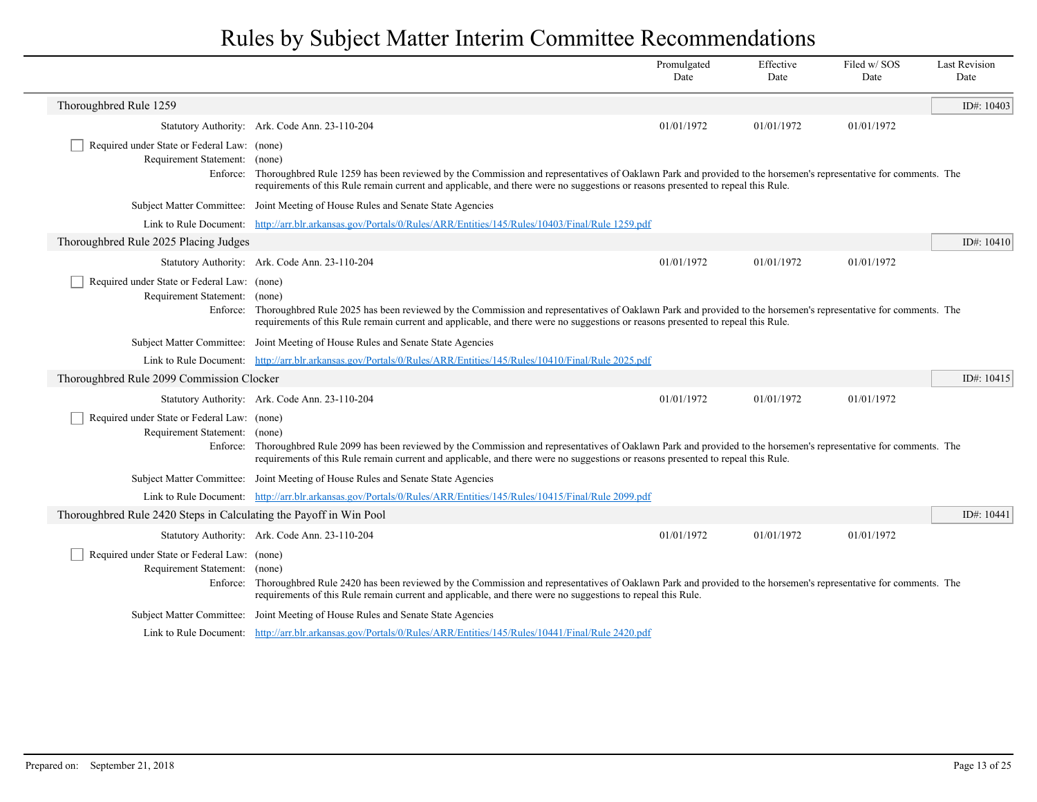# Rules by Subject Matter Interim Committee Recommendations

| | | Promulgated Date | Effective Date | Filed w/ SOS Date | Last Revision Date |
|---|---|---|---|---|---|

## Thoroughbred Rule 1259

ID#: 10403

| | | Promulgated Date | Effective Date | Filed w/ SOS Date | Last Revision Date |
|---|---|---|---|---|---|
| Statutory Authority: | Ark. Code Ann. 23-110-204 | 01/01/1972 | 01/01/1972 | 01/01/1972 | |

☐ Required under State or Federal Law: (none)

Requirement Statement: (none)

Enforce: Thoroughbred Rule 1259 has been reviewed by the Commission and representatives of Oaklawn Park and provided to the horsemen's representative for comments. The requirements of this Rule remain current and applicable, and there were no suggestions or reasons presented to repeal this Rule.

Subject Matter Committee: Joint Meeting of House Rules and Senate State Agencies

Link to Rule Document: http://arr.blr.arkansas.gov/Portals/0/Rules/ARR/Entities/145/Rules/10403/Final/Rule 1259.pdf

## Thoroughbred Rule 2025 Placing Judges

ID#: 10410

| | | Promulgated Date | Effective Date | Filed w/ SOS Date | Last Revision Date |
|---|---|---|---|---|---|
| Statutory Authority: | Ark. Code Ann. 23-110-204 | 01/01/1972 | 01/01/1972 | 01/01/1972 | |

☐ Required under State or Federal Law: (none)

Requirement Statement: (none)

Enforce: Thoroughbred Rule 2025 has been reviewed by the Commission and representatives of Oaklawn Park and provided to the horsemen's representative for comments. The requirements of this Rule remain current and applicable, and there were no suggestions or reasons presented to repeal this Rule.

Subject Matter Committee: Joint Meeting of House Rules and Senate State Agencies

Link to Rule Document: http://arr.blr.arkansas.gov/Portals/0/Rules/ARR/Entities/145/Rules/10410/Final/Rule 2025.pdf

## Thoroughbred Rule 2099 Commission Clocker

ID#: 10415

| | | Promulgated Date | Effective Date | Filed w/ SOS Date | Last Revision Date |
|---|---|---|---|---|---|
| Statutory Authority: | Ark. Code Ann. 23-110-204 | 01/01/1972 | 01/01/1972 | 01/01/1972 | |

☐ Required under State or Federal Law: (none)

Requirement Statement: (none)

Enforce: Thoroughbred Rule 2099 has been reviewed by the Commission and representatives of Oaklawn Park and provided to the horsemen's representative for comments. The requirements of this Rule remain current and applicable, and there were no suggestions or reasons presented to repeal this Rule.

Subject Matter Committee: Joint Meeting of House Rules and Senate State Agencies

Link to Rule Document: http://arr.blr.arkansas.gov/Portals/0/Rules/ARR/Entities/145/Rules/10415/Final/Rule 2099.pdf

## Thoroughbred Rule 2420 Steps in Calculating the Payoff in Win Pool

ID#: 10441

| | | Promulgated Date | Effective Date | Filed w/ SOS Date | Last Revision Date |
|---|---|---|---|---|---|
| Statutory Authority: | Ark. Code Ann. 23-110-204 | 01/01/1972 | 01/01/1972 | 01/01/1972 | |

☐ Required under State or Federal Law: (none)

Requirement Statement: (none)

Enforce: Thoroughbred Rule 2420 has been reviewed by the Commission and representatives of Oaklawn Park and provided to the horsemen's representative for comments. The requirements of this Rule remain current and applicable, and there were no suggestions to repeal this Rule.

Subject Matter Committee: Joint Meeting of House Rules and Senate State Agencies

Link to Rule Document: http://arr.blr.arkansas.gov/Portals/0/Rules/ARR/Entities/145/Rules/10441/Final/Rule 2420.pdf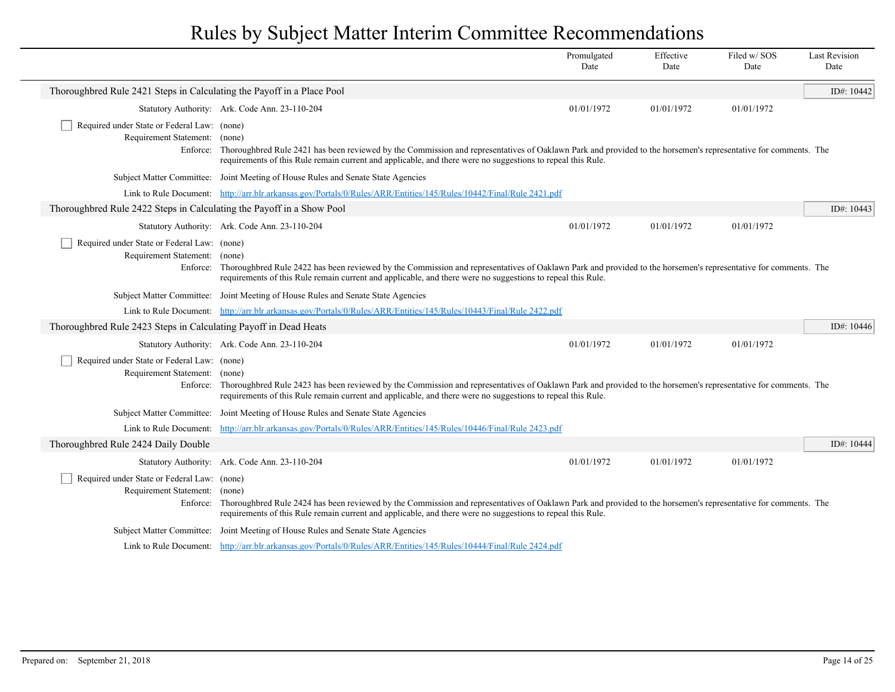# Rules by Subject Matter Interim Committee Recommendations

| | Promulgated Date | Effective Date | Filed w/ SOS Date | Last Revision Date |
|---|---|---|---|---|

## Thoroughbred Rule 2421 Steps in Calculating the Payoff in a Place Pool

ID#: 10442

| | | Promulgated Date | Effective Date | Filed w/ SOS Date | Last Revision Date |
|---|---|---|---|---|---|
| Statutory Authority: | Ark. Code Ann. 23-110-204 | 01/01/1972 | 01/01/1972 | 01/01/1972 | |

- [ ] Required under State or Federal Law: (none)

Requirement Statement: (none)

Enforce: Thoroughbred Rule 2421 has been reviewed by the Commission and representatives of Oaklawn Park and provided to the horsemen's representative for comments. The requirements of this Rule remain current and applicable, and there were no suggestions to repeal this Rule.

Subject Matter Committee: Joint Meeting of House Rules and Senate State Agencies

Link to Rule Document: [http://arr.blr.arkansas.gov/Portals/0/Rules/ARR/Entities/145/Rules/10442/Final/Rule 2421.pdf](http://arr.blr.arkansas.gov/Portals/0/Rules/ARR/Entities/145/Rules/10442/Final/Rule 2421.pdf)

## Thoroughbred Rule 2422 Steps in Calculating the Payoff in a Show Pool

ID#: 10443

| | | Promulgated Date | Effective Date | Filed w/ SOS Date | Last Revision Date |
|---|---|---|---|---|---|
| Statutory Authority: | Ark. Code Ann. 23-110-204 | 01/01/1972 | 01/01/1972 | 01/01/1972 | |

- [ ] Required under State or Federal Law: (none)

Requirement Statement: (none)

Enforce: Thoroughbred Rule 2422 has been reviewed by the Commission and representatives of Oaklawn Park and provided to the horsemen's representative for comments. The requirements of this Rule remain current and applicable, and there were no suggestions to repeal this Rule.

Subject Matter Committee: Joint Meeting of House Rules and Senate State Agencies

Link to Rule Document: [http://arr.blr.arkansas.gov/Portals/0/Rules/ARR/Entities/145/Rules/10443/Final/Rule 2422.pdf](http://arr.blr.arkansas.gov/Portals/0/Rules/ARR/Entities/145/Rules/10443/Final/Rule 2422.pdf)

## Thoroughbred Rule 2423 Steps in Calculating Payoff in Dead Heats

ID#: 10446

| | | Promulgated Date | Effective Date | Filed w/ SOS Date | Last Revision Date |
|---|---|---|---|---|---|
| Statutory Authority: | Ark. Code Ann. 23-110-204 | 01/01/1972 | 01/01/1972 | 01/01/1972 | |

- [ ] Required under State or Federal Law: (none)

Requirement Statement: (none)

Enforce: Thoroughbred Rule 2423 has been reviewed by the Commission and representatives of Oaklawn Park and provided to the horsemen's representative for comments. The requirements of this Rule remain current and applicable, and there were no suggestions to repeal this Rule.

Subject Matter Committee: Joint Meeting of House Rules and Senate State Agencies

Link to Rule Document: [http://arr.blr.arkansas.gov/Portals/0/Rules/ARR/Entities/145/Rules/10446/Final/Rule 2423.pdf](http://arr.blr.arkansas.gov/Portals/0/Rules/ARR/Entities/145/Rules/10446/Final/Rule 2423.pdf)

## Thoroughbred Rule 2424 Daily Double

ID#: 10444

| | | Promulgated Date | Effective Date | Filed w/ SOS Date | Last Revision Date |
|---|---|---|---|---|---|
| Statutory Authority: | Ark. Code Ann. 23-110-204 | 01/01/1972 | 01/01/1972 | 01/01/1972 | |

- [ ] Required under State or Federal Law: (none)

Requirement Statement: (none)

Enforce: Thoroughbred Rule 2424 has been reviewed by the Commission and representatives of Oaklawn Park and provided to the horsemen's representative for comments. The requirements of this Rule remain current and applicable, and there were no suggestions to repeal this Rule.

Subject Matter Committee: Joint Meeting of House Rules and Senate State Agencies

Link to Rule Document: [http://arr.blr.arkansas.gov/Portals/0/Rules/ARR/Entities/145/Rules/10444/Final/Rule 2424.pdf](http://arr.blr.arkansas.gov/Portals/0/Rules/ARR/Entities/145/Rules/10444/Final/Rule 2424.pdf)

Prepared on: September 21, 2018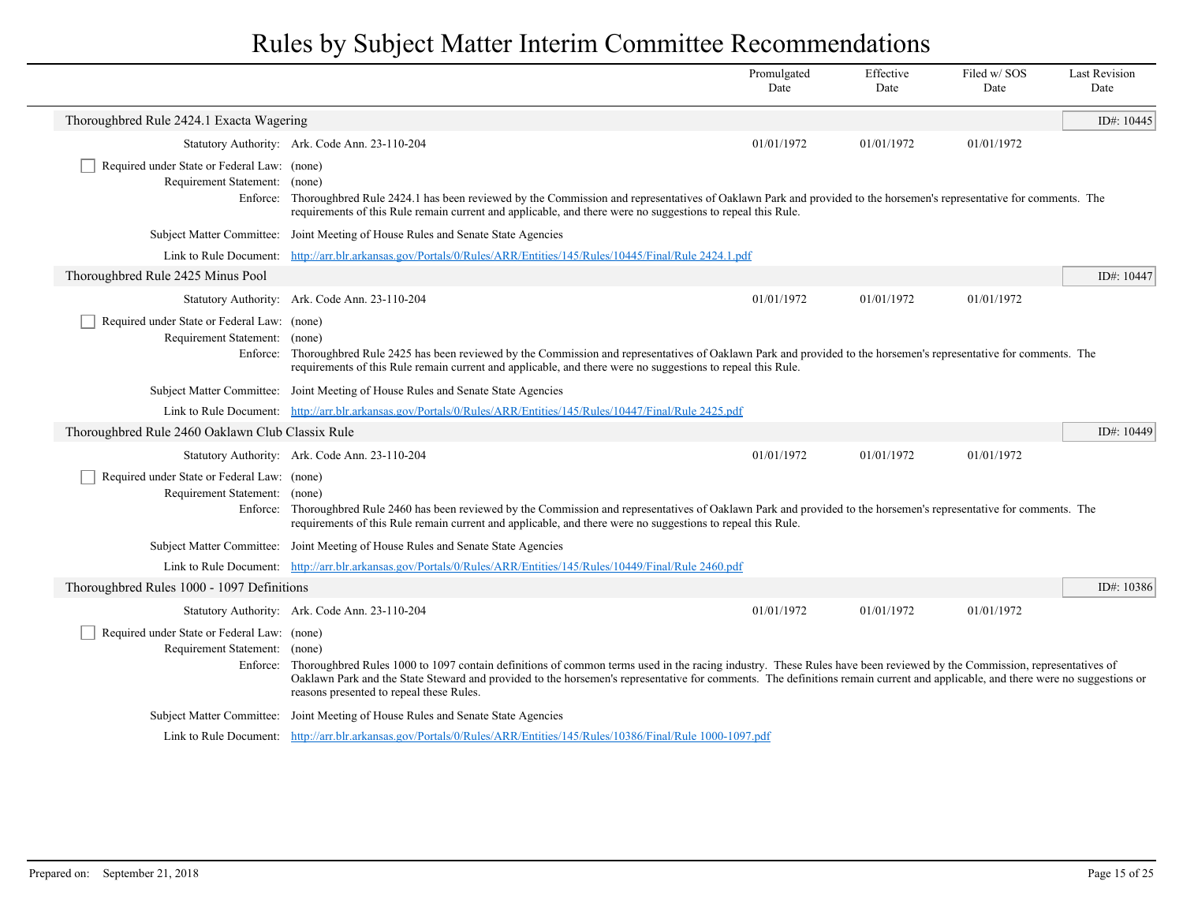# Rules by Subject Matter Interim Committee Recommendations

| | Promulgated Date | Effective Date | Filed w/ SOS Date | Last Revision Date |
|---|---|---|---|---|

## Thoroughbred Rule 2424.1 Exacta Wagering

ID#: 10445

| | | Promulgated Date | Effective Date | Filed w/ SOS Date | Last Revision Date |
|---|---|---|---|---|---|
| Statutory Authority: | Ark. Code Ann. 23-110-204 | 01/01/1972 | 01/01/1972 | 01/01/1972 | |

☐ Required under State or Federal Law: (none)

Requirement Statement: (none)

Enforce: Thoroughbred Rule 2424.1 has been reviewed by the Commission and representatives of Oaklawn Park and provided to the horsemen's representative for comments. The requirements of this Rule remain current and applicable, and there were no suggestions to repeal this Rule.

Subject Matter Committee: Joint Meeting of House Rules and Senate State Agencies

Link to Rule Document: [http://arr.blr.arkansas.gov/Portals/0/Rules/ARR/Entities/145/Rules/10445/Final/Rule 2424.1.pdf](http://arr.blr.arkansas.gov/Portals/0/Rules/ARR/Entities/145/Rules/10445/Final/Rule 2424.1.pdf)

## Thoroughbred Rule 2425 Minus Pool

ID#: 10447

| | | Promulgated Date | Effective Date | Filed w/ SOS Date | Last Revision Date |
|---|---|---|---|---|---|
| Statutory Authority: | Ark. Code Ann. 23-110-204 | 01/01/1972 | 01/01/1972 | 01/01/1972 | |

☐ Required under State or Federal Law: (none)

Requirement Statement: (none)

Enforce: Thoroughbred Rule 2425 has been reviewed by the Commission and representatives of Oaklawn Park and provided to the horsemen's representative for comments. The requirements of this Rule remain current and applicable, and there were no suggestions to repeal this Rule.

Subject Matter Committee: Joint Meeting of House Rules and Senate State Agencies

Link to Rule Document: [http://arr.blr.arkansas.gov/Portals/0/Rules/ARR/Entities/145/Rules/10447/Final/Rule 2425.pdf](http://arr.blr.arkansas.gov/Portals/0/Rules/ARR/Entities/145/Rules/10447/Final/Rule 2425.pdf)

## Thoroughbred Rule 2460 Oaklawn Club Classix Rule

ID#: 10449

| | | Promulgated Date | Effective Date | Filed w/ SOS Date | Last Revision Date |
|---|---|---|---|---|---|
| Statutory Authority: | Ark. Code Ann. 23-110-204 | 01/01/1972 | 01/01/1972 | 01/01/1972 | |

☐ Required under State or Federal Law: (none)

Requirement Statement: (none)

Enforce: Thoroughbred Rule 2460 has been reviewed by the Commission and representatives of Oaklawn Park and provided to the horsemen's representative for comments. The requirements of this Rule remain current and applicable, and there were no suggestions to repeal this Rule.

Subject Matter Committee: Joint Meeting of House Rules and Senate State Agencies

Link to Rule Document: [http://arr.blr.arkansas.gov/Portals/0/Rules/ARR/Entities/145/Rules/10449/Final/Rule 2460.pdf](http://arr.blr.arkansas.gov/Portals/0/Rules/ARR/Entities/145/Rules/10449/Final/Rule 2460.pdf)

## Thoroughbred Rules 1000 - 1097 Definitions

ID#: 10386

| | | Promulgated Date | Effective Date | Filed w/ SOS Date | Last Revision Date |
|---|---|---|---|---|---|
| Statutory Authority: | Ark. Code Ann. 23-110-204 | 01/01/1972 | 01/01/1972 | 01/01/1972 | |

☐ Required under State or Federal Law: (none)

Requirement Statement: (none)

Enforce: Thoroughbred Rules 1000 to 1097 contain definitions of common terms used in the racing industry. These Rules have been reviewed by the Commission, representatives of Oaklawn Park and the State Steward and provided to the horsemen's representative for comments. The definitions remain current and applicable, and there were no suggestions or reasons presented to repeal these Rules.

Subject Matter Committee: Joint Meeting of House Rules and Senate State Agencies

Link to Rule Document: [http://arr.blr.arkansas.gov/Portals/0/Rules/ARR/Entities/145/Rules/10386/Final/Rule 1000-1097.pdf](http://arr.blr.arkansas.gov/Portals/0/Rules/ARR/Entities/145/Rules/10386/Final/Rule 1000-1097.pdf)

Prepared on: September 21, 2018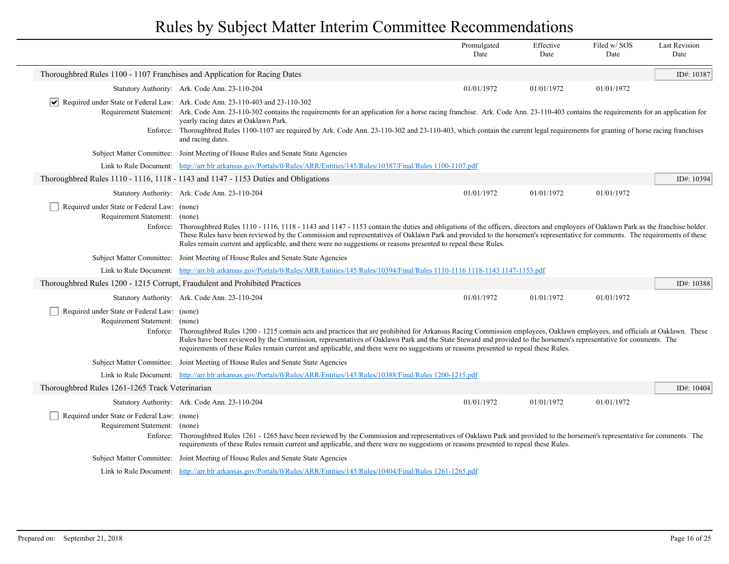# Rules by Subject Matter Interim Committee Recommendations

| | Promulgated Date | Effective Date | Filed w/ SOS Date | Last Revision Date |
|---|---|---|---|---|

## Thoroughbred Rules 1100 - 1107 Franchises and Application for Racing Dates

ID#: 10387

| | Promulgated Date | Effective Date | Filed w/ SOS Date | Last Revision Date |
|---|---|---|---|---|
| Statutory Authority: Ark. Code Ann. 23-110-204 | 01/01/1972 | 01/01/1972 | 01/01/1972 | |

☑ **Required under State or Federal Law:** Ark. Code Ann. 23-110-403 and 23-110-302

**Requirement Statement:** Ark. Code Ann. 23-110-302 contains the requirements for an application for a horse racing franchise. Ark. Code Ann. 23-110-403 contains the requirements for an application for yearly racing dates at Oaklawn Park.

**Enforce:** Thoroughbred Rules 1100-1107 are required by Ark. Code Ann. 23-110-302 and 23-110-403, which contain the current legal requirements for granting of horse racing franchises and racing dates.

**Subject Matter Committee:** Joint Meeting of House Rules and Senate State Agencies

**Link to Rule Document:** http://arr.blr.arkansas.gov/Portals/0/Rules/ARR/Entities/145/Rules/10387/Final/Rules 1100-1107.pdf

## Thoroughbred Rules 1110 - 1116, 1118 - 1143 and 1147 - 1153 Duties and Obligations

ID#: 10394

| | Promulgated Date | Effective Date | Filed w/ SOS Date | Last Revision Date |
|---|---|---|---|---|
| Statutory Authority: Ark. Code Ann. 23-110-204 | 01/01/1972 | 01/01/1972 | 01/01/1972 | |

☐ **Required under State or Federal Law:** (none)

**Requirement Statement:** (none)

**Enforce:** Thoroughbred Rules 1110 - 1116, 1118 - 1143 and 1147 - 1153 contain the duties and obligations of the officers, directors and employees of Oaklawn Park as the franchise holder. These Rules have been reviewed by the Commission and representatives of Oaklawn Park and provided to the horsemen's representative for comments. The requirements of these Rules remain current and applicable, and there were no suggestions or reasons presented to repeal these Rules.

**Subject Matter Committee:** Joint Meeting of House Rules and Senate State Agencies

**Link to Rule Document:** http://arr.blr.arkansas.gov/Portals/0/Rules/ARR/Entities/145/Rules/10394/Final/Rules 1110-1116 1118-1143 1147-1153.pdf

## Thoroughbred Rules 1200 - 1215 Corrupt, Fraudulent and Prohibited Practices

ID#: 10388

| | Promulgated Date | Effective Date | Filed w/ SOS Date | Last Revision Date |
|---|---|---|---|---|
| Statutory Authority: Ark. Code Ann. 23-110-204 | 01/01/1972 | 01/01/1972 | 01/01/1972 | |

☐ **Required under State or Federal Law:** (none)

**Requirement Statement:** (none)

**Enforce:** Thoroughbred Rules 1200 - 1215 contain acts and practices that are prohibited for Arkansas Racing Commission employees, Oaklawn employees, and officials at Oaklawn. These Rules have been reviewed by the Commission, representatives of Oaklawn Park and the State Steward and provided to the horsemen's representative for comments. The requirements of these Rules remain current and applicable, and there were no suggestions or reasons presented to repeal these Rules.

**Subject Matter Committee:** Joint Meeting of House Rules and Senate State Agencies

**Link to Rule Document:** http://arr.blr.arkansas.gov/Portals/0/Rules/ARR/Entities/145/Rules/10388/Final/Rules 1200-1215.pdf

## Thoroughbred Rules 1261-1265 Track Veterinarian

ID#: 10404

| | Promulgated Date | Effective Date | Filed w/ SOS Date | Last Revision Date |
|---|---|---|---|---|
| Statutory Authority: Ark. Code Ann. 23-110-204 | 01/01/1972 | 01/01/1972 | 01/01/1972 | |

☐ **Required under State or Federal Law:** (none)

**Requirement Statement:** (none)

**Enforce:** Thoroughbred Rules 1261 - 1265 have been reviewed by the Commission and representatives of Oaklawn Park and provided to the horsemen's representative for comments. The requirements of these Rules remain current and applicable, and there were no suggestions or reasons presented to repeal these Rules.

**Subject Matter Committee:** Joint Meeting of House Rules and Senate State Agencies

**Link to Rule Document:** http://arr.blr.arkansas.gov/Portals/0/Rules/ARR/Entities/145/Rules/10404/Final/Rules 1261-1265.pdf

Prepared on: September 21, 2018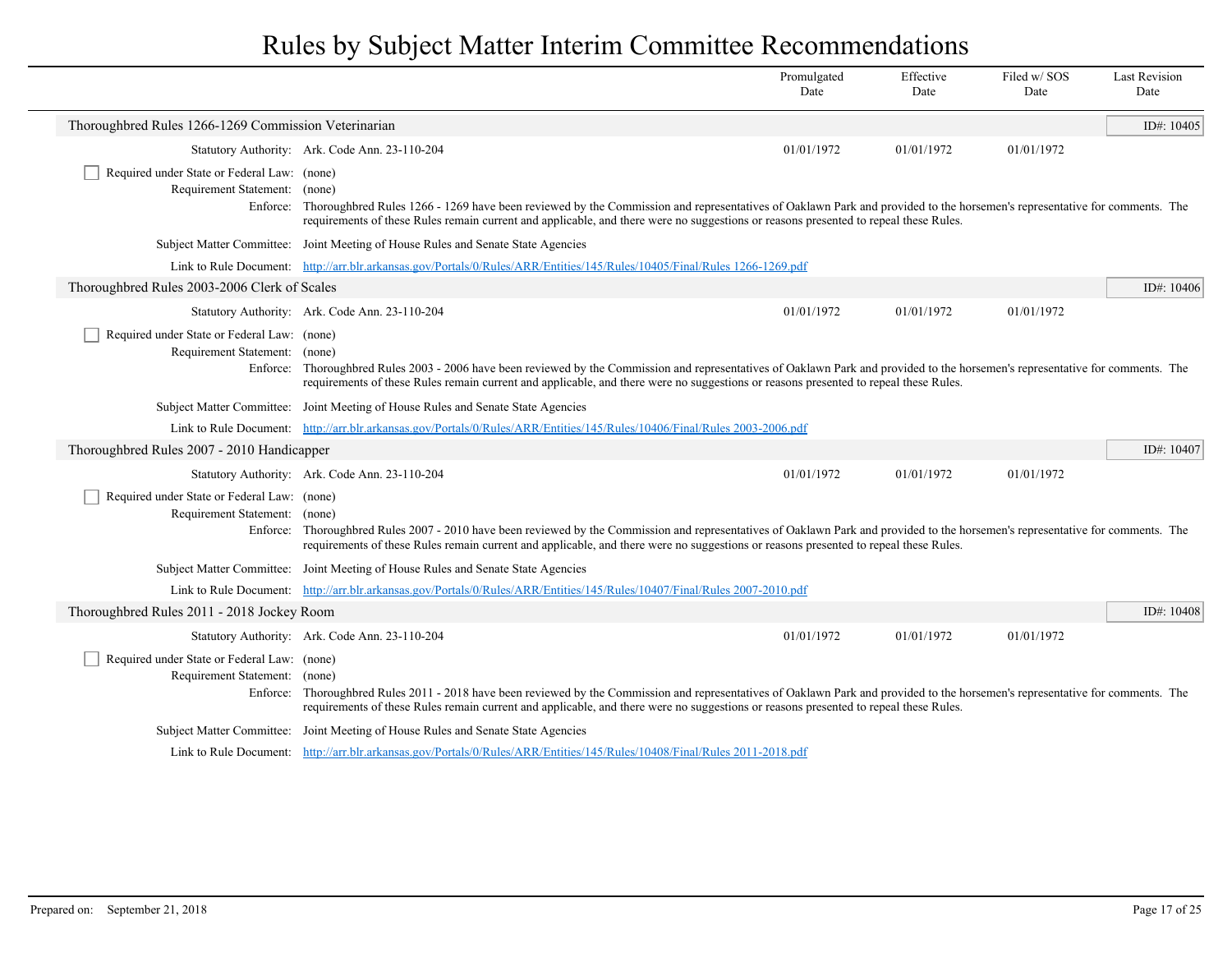# Rules by Subject Matter Interim Committee Recommendations

| | Promulgated Date | Effective Date | Filed w/ SOS Date | Last Revision Date |
|---|---|---|---|---|

## Thoroughbred Rules 1266-1269 Commission Veterinarian

ID#: 10405

| | | Promulgated Date | Effective Date | Filed w/ SOS Date | Last Revision Date |
|---|---|---|---|---|---|
| Statutory Authority: | Ark. Code Ann. 23-110-204 | 01/01/1972 | 01/01/1972 | 01/01/1972 | |

- [ ] Required under State or Federal Law: (none)

Requirement Statement: (none)

Enforce: Thoroughbred Rules 1266 - 1269 have been reviewed by the Commission and representatives of Oaklawn Park and provided to the horsemen's representative for comments. The requirements of these Rules remain current and applicable, and there were no suggestions or reasons presented to repeal these Rules.

Subject Matter Committee: Joint Meeting of House Rules and Senate State Agencies

Link to Rule Document: [http://arr.blr.arkansas.gov/Portals/0/Rules/ARR/Entities/145/Rules/10405/Final/Rules 1266-1269.pdf](http://arr.blr.arkansas.gov/Portals/0/Rules/ARR/Entities/145/Rules/10405/Final/Rules 1266-1269.pdf)

## Thoroughbred Rules 2003-2006 Clerk of Scales

ID#: 10406

| | | Promulgated Date | Effective Date | Filed w/ SOS Date | Last Revision Date |
|---|---|---|---|---|---|
| Statutory Authority: | Ark. Code Ann. 23-110-204 | 01/01/1972 | 01/01/1972 | 01/01/1972 | |

- [ ] Required under State or Federal Law: (none)

Requirement Statement: (none)

Enforce: Thoroughbred Rules 2003 - 2006 have been reviewed by the Commission and representatives of Oaklawn Park and provided to the horsemen's representative for comments. The requirements of these Rules remain current and applicable, and there were no suggestions or reasons presented to repeal these Rules.

Subject Matter Committee: Joint Meeting of House Rules and Senate State Agencies

Link to Rule Document: [http://arr.blr.arkansas.gov/Portals/0/Rules/ARR/Entities/145/Rules/10406/Final/Rules 2003-2006.pdf](http://arr.blr.arkansas.gov/Portals/0/Rules/ARR/Entities/145/Rules/10406/Final/Rules 2003-2006.pdf)

## Thoroughbred Rules 2007 - 2010 Handicapper

ID#: 10407

| | | Promulgated Date | Effective Date | Filed w/ SOS Date | Last Revision Date |
|---|---|---|---|---|---|
| Statutory Authority: | Ark. Code Ann. 23-110-204 | 01/01/1972 | 01/01/1972 | 01/01/1972 | |

- [ ] Required under State or Federal Law: (none)

Requirement Statement: (none)

Enforce: Thoroughbred Rules 2007 - 2010 have been reviewed by the Commission and representatives of Oaklawn Park and provided to the horsemen's representative for comments. The requirements of these Rules remain current and applicable, and there were no suggestions or reasons presented to repeal these Rules.

Subject Matter Committee: Joint Meeting of House Rules and Senate State Agencies

Link to Rule Document: [http://arr.blr.arkansas.gov/Portals/0/Rules/ARR/Entities/145/Rules/10407/Final/Rules 2007-2010.pdf](http://arr.blr.arkansas.gov/Portals/0/Rules/ARR/Entities/145/Rules/10407/Final/Rules 2007-2010.pdf)

## Thoroughbred Rules 2011 - 2018 Jockey Room

ID#: 10408

| | | Promulgated Date | Effective Date | Filed w/ SOS Date | Last Revision Date |
|---|---|---|---|---|---|
| Statutory Authority: | Ark. Code Ann. 23-110-204 | 01/01/1972 | 01/01/1972 | 01/01/1972 | |

- [ ] Required under State or Federal Law: (none)

Requirement Statement: (none)

Enforce: Thoroughbred Rules 2011 - 2018 have been reviewed by the Commission and representatives of Oaklawn Park and provided to the horsemen's representative for comments. The requirements of these Rules remain current and applicable, and there were no suggestions or reasons presented to repeal these Rules.

Subject Matter Committee: Joint Meeting of House Rules and Senate State Agencies

Link to Rule Document: [http://arr.blr.arkansas.gov/Portals/0/Rules/ARR/Entities/145/Rules/10408/Final/Rules 2011-2018.pdf](http://arr.blr.arkansas.gov/Portals/0/Rules/ARR/Entities/145/Rules/10408/Final/Rules 2011-2018.pdf)

Prepared on: September 21, 2018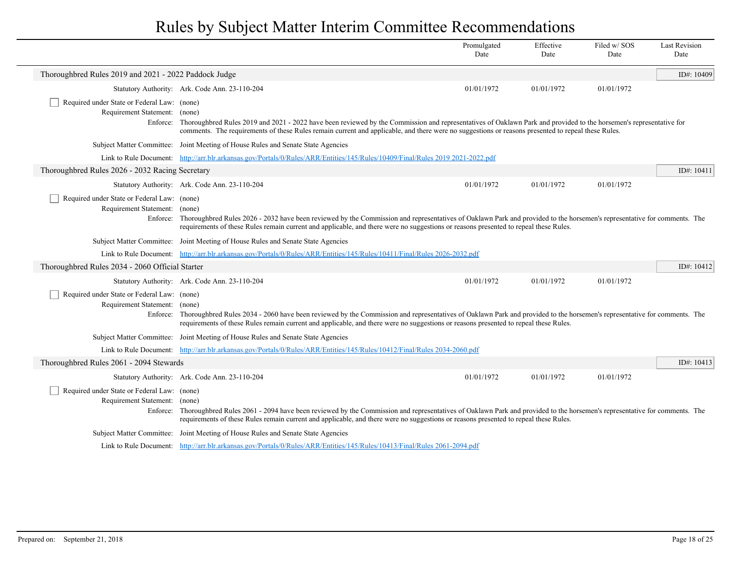# Rules by Subject Matter Interim Committee Recommendations

| | Promulgated Date | Effective Date | Filed w/ SOS Date | Last Revision Date |
|---|---|---|---|---|

## Thoroughbred Rules 2019 and 2021 - 2022 Paddock Judge

ID#: 10409

| | | Promulgated Date | Effective Date | Filed w/ SOS Date | Last Revision Date |
|---|---|---|---|---|---|
| Statutory Authority: | Ark. Code Ann. 23-110-204 | 01/01/1972 | 01/01/1972 | 01/01/1972 | |

- [ ] Required under State or Federal Law: (none)

Requirement Statement: (none)

Enforce: Thoroughbred Rules 2019 and 2021 - 2022 have been reviewed by the Commission and representatives of Oaklawn Park and provided to the horsemen's representative for comments. The requirements of these Rules remain current and applicable, and there were no suggestions or reasons presented to repeal these Rules.

Subject Matter Committee: Joint Meeting of House Rules and Senate State Agencies

Link to Rule Document: [http://arr.blr.arkansas.gov/Portals/0/Rules/ARR/Entities/145/Rules/10409/Final/Rules 2019 2021-2022.pdf](http://arr.blr.arkansas.gov/Portals/0/Rules/ARR/Entities/145/Rules/10409/Final/Rules 2019 2021-2022.pdf)

## Thoroughbred Rules 2026 - 2032 Racing Secretary

ID#: 10411

| | | Promulgated Date | Effective Date | Filed w/ SOS Date | Last Revision Date |
|---|---|---|---|---|---|
| Statutory Authority: | Ark. Code Ann. 23-110-204 | 01/01/1972 | 01/01/1972 | 01/01/1972 | |

- [ ] Required under State or Federal Law: (none)

Requirement Statement: (none)

Enforce: Thoroughbred Rules 2026 - 2032 have been reviewed by the Commission and representatives of Oaklawn Park and provided to the horsemen's representative for comments. The requirements of these Rules remain current and applicable, and there were no suggestions or reasons presented to repeal these Rules.

Subject Matter Committee: Joint Meeting of House Rules and Senate State Agencies

Link to Rule Document: [http://arr.blr.arkansas.gov/Portals/0/Rules/ARR/Entities/145/Rules/10411/Final/Rules 2026-2032.pdf](http://arr.blr.arkansas.gov/Portals/0/Rules/ARR/Entities/145/Rules/10411/Final/Rules 2026-2032.pdf)

## Thoroughbred Rules 2034 - 2060 Official Starter

ID#: 10412

| | | Promulgated Date | Effective Date | Filed w/ SOS Date | Last Revision Date |
|---|---|---|---|---|---|
| Statutory Authority: | Ark. Code Ann. 23-110-204 | 01/01/1972 | 01/01/1972 | 01/01/1972 | |

- [ ] Required under State or Federal Law: (none)

Requirement Statement: (none)

Enforce: Thoroughbred Rules 2034 - 2060 have been reviewed by the Commission and representatives of Oaklawn Park and provided to the horsemen's representative for comments. The requirements of these Rules remain current and applicable, and there were no suggestions or reasons presented to repeal these Rules.

Subject Matter Committee: Joint Meeting of House Rules and Senate State Agencies

Link to Rule Document: [http://arr.blr.arkansas.gov/Portals/0/Rules/ARR/Entities/145/Rules/10412/Final/Rules 2034-2060.pdf](http://arr.blr.arkansas.gov/Portals/0/Rules/ARR/Entities/145/Rules/10412/Final/Rules 2034-2060.pdf)

## Thoroughbred Rules 2061 - 2094 Stewards

ID#: 10413

| | | Promulgated Date | Effective Date | Filed w/ SOS Date | Last Revision Date |
|---|---|---|---|---|---|
| Statutory Authority: | Ark. Code Ann. 23-110-204 | 01/01/1972 | 01/01/1972 | 01/01/1972 | |

- [ ] Required under State or Federal Law: (none)

Requirement Statement: (none)

Enforce: Thoroughbred Rules 2061 - 2094 have been reviewed by the Commission and representatives of Oaklawn Park and provided to the horsemen's representative for comments. The requirements of these Rules remain current and applicable, and there were no suggestions or reasons presented to repeal these Rules.

Subject Matter Committee: Joint Meeting of House Rules and Senate State Agencies

Link to Rule Document: [http://arr.blr.arkansas.gov/Portals/0/Rules/ARR/Entities/145/Rules/10413/Final/Rules 2061-2094.pdf](http://arr.blr.arkansas.gov/Portals/0/Rules/ARR/Entities/145/Rules/10413/Final/Rules 2061-2094.pdf)

Prepared on: September 21, 2018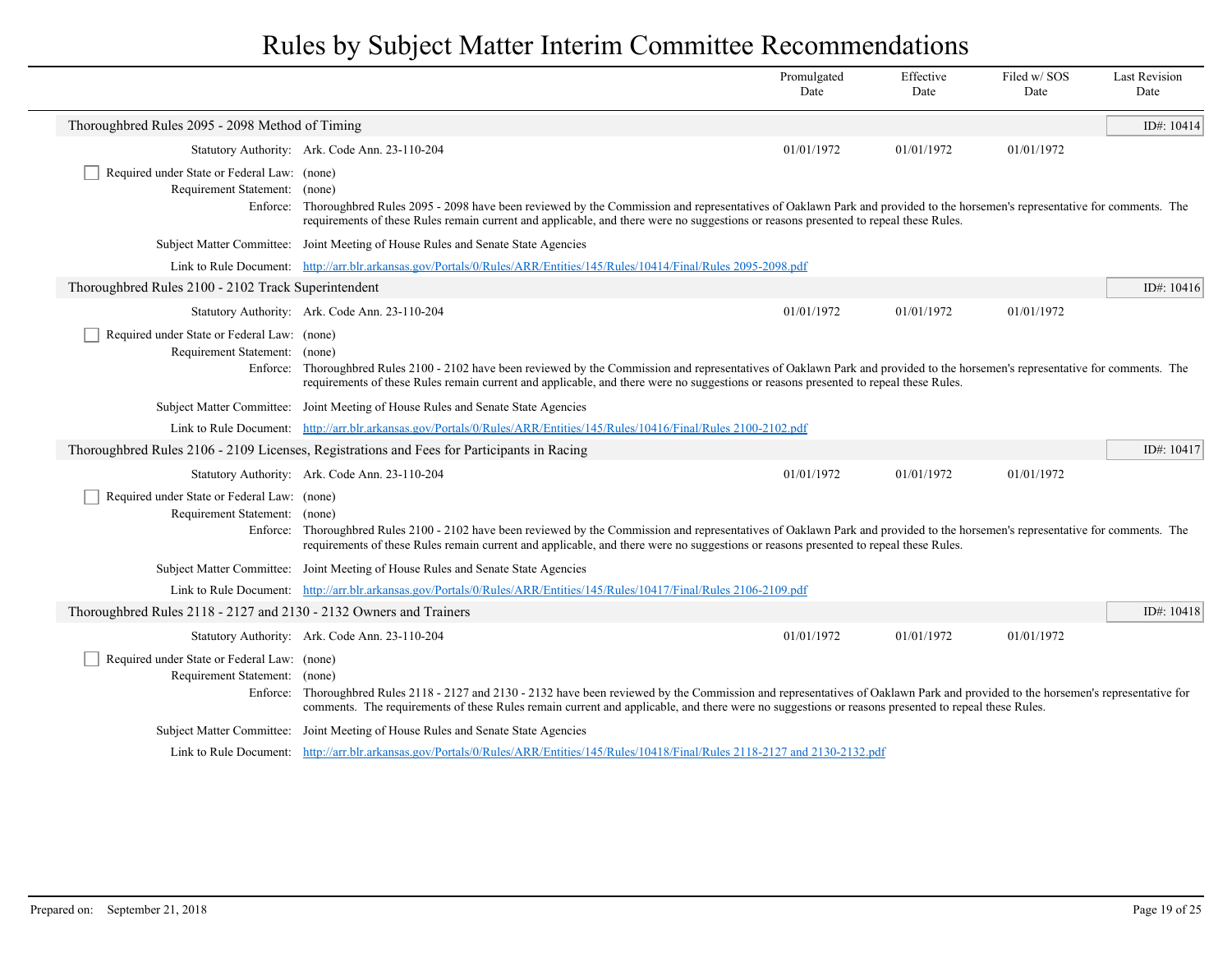# Rules by Subject Matter Interim Committee Recommendations

| | Promulgated Date | Effective Date | Filed w/ SOS Date | Last Revision Date |
|---|---|---|---|---|

## Thoroughbred Rules 2095 - 2098 Method of Timing

ID#: 10414

| | Promulgated Date | Effective Date | Filed w/ SOS Date | Last Revision Date |
|---|---|---|---|---|
| Statutory Authority: Ark. Code Ann. 23-110-204 | 01/01/1972 | 01/01/1972 | 01/01/1972 | |

☐ Required under State or Federal Law: (none)

Requirement Statement: (none)

Enforce: Thoroughbred Rules 2095 - 2098 have been reviewed by the Commission and representatives of Oaklawn Park and provided to the horsemen's representative for comments. The requirements of these Rules remain current and applicable, and there were no suggestions or reasons presented to repeal these Rules.

Subject Matter Committee: Joint Meeting of House Rules and Senate State Agencies

Link to Rule Document: http://arr.blr.arkansas.gov/Portals/0/Rules/ARR/Entities/145/Rules/10414/Final/Rules 2095-2098.pdf

## Thoroughbred Rules 2100 - 2102 Track Superintendent

ID#: 10416

| | Promulgated Date | Effective Date | Filed w/ SOS Date | Last Revision Date |
|---|---|---|---|---|
| Statutory Authority: Ark. Code Ann. 23-110-204 | 01/01/1972 | 01/01/1972 | 01/01/1972 | |

☐ Required under State or Federal Law: (none)

Requirement Statement: (none)

Enforce: Thoroughbred Rules 2100 - 2102 have been reviewed by the Commission and representatives of Oaklawn Park and provided to the horsemen's representative for comments. The requirements of these Rules remain current and applicable, and there were no suggestions or reasons presented to repeal these Rules.

Subject Matter Committee: Joint Meeting of House Rules and Senate State Agencies

Link to Rule Document: http://arr.blr.arkansas.gov/Portals/0/Rules/ARR/Entities/145/Rules/10416/Final/Rules 2100-2102.pdf

## Thoroughbred Rules 2106 - 2109 Licenses, Registrations and Fees for Participants in Racing

ID#: 10417

| | Promulgated Date | Effective Date | Filed w/ SOS Date | Last Revision Date |
|---|---|---|---|---|
| Statutory Authority: Ark. Code Ann. 23-110-204 | 01/01/1972 | 01/01/1972 | 01/01/1972 | |

☐ Required under State or Federal Law: (none)

Requirement Statement: (none)

Enforce: Thoroughbred Rules 2100 - 2102 have been reviewed by the Commission and representatives of Oaklawn Park and provided to the horsemen's representative for comments. The requirements of these Rules remain current and applicable, and there were no suggestions or reasons presented to repeal these Rules.

Subject Matter Committee: Joint Meeting of House Rules and Senate State Agencies

Link to Rule Document: http://arr.blr.arkansas.gov/Portals/0/Rules/ARR/Entities/145/Rules/10417/Final/Rules 2106-2109.pdf

## Thoroughbred Rules 2118 - 2127 and 2130 - 2132 Owners and Trainers

ID#: 10418

| | Promulgated Date | Effective Date | Filed w/ SOS Date | Last Revision Date |
|---|---|---|---|---|
| Statutory Authority: Ark. Code Ann. 23-110-204 | 01/01/1972 | 01/01/1972 | 01/01/1972 | |

☐ Required under State or Federal Law: (none)

Requirement Statement: (none)

Enforce: Thoroughbred Rules 2118 - 2127 and 2130 - 2132 have been reviewed by the Commission and representatives of Oaklawn Park and provided to the horsemen's representative for comments. The requirements of these Rules remain current and applicable, and there were no suggestions or reasons presented to repeal these Rules.

Subject Matter Committee: Joint Meeting of House Rules and Senate State Agencies

Link to Rule Document: http://arr.blr.arkansas.gov/Portals/0/Rules/ARR/Entities/145/Rules/10418/Final/Rules 2118-2127 and 2130-2132.pdf

Prepared on: September 21, 2018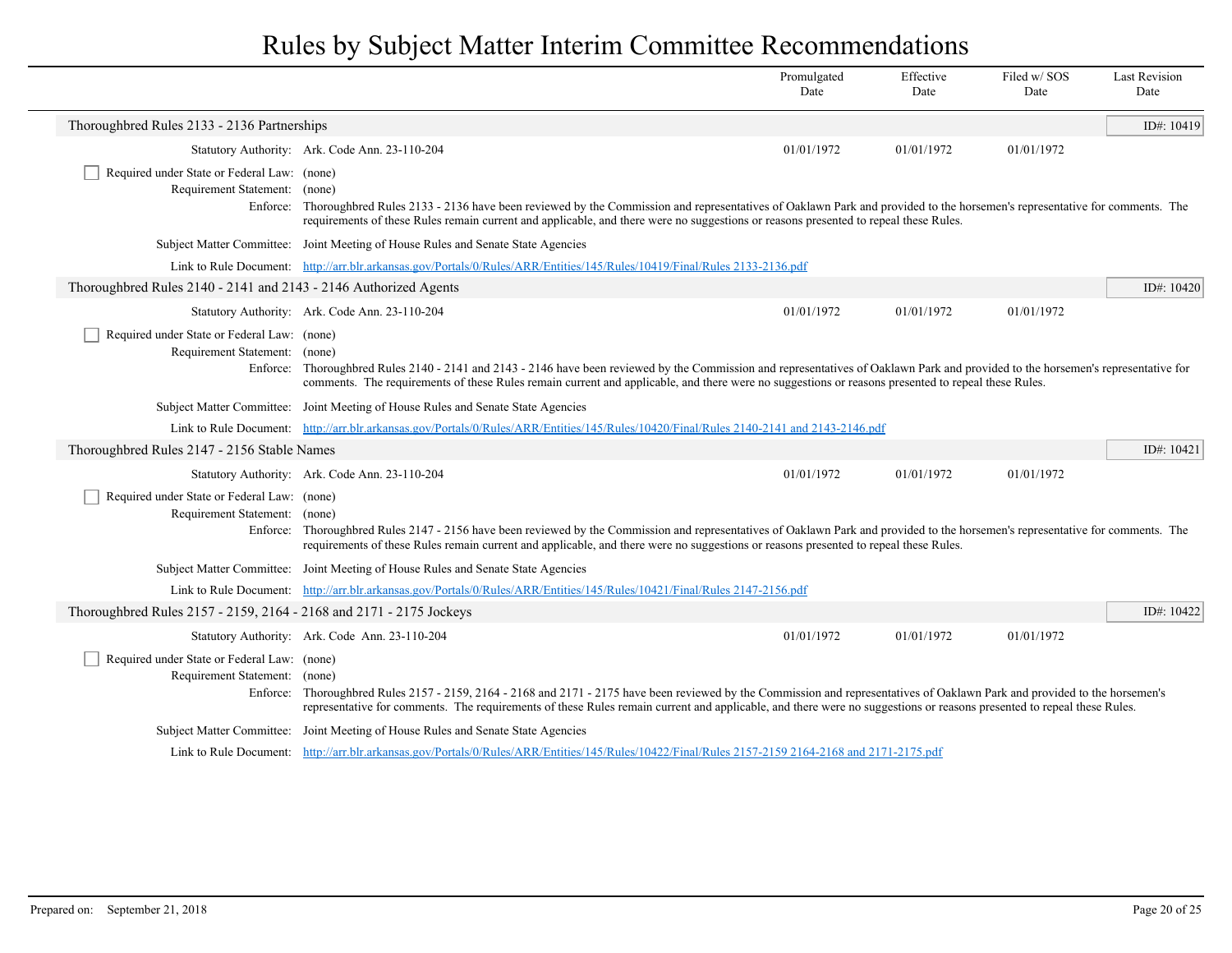# Rules by Subject Matter Interim Committee Recommendations

| | Promulgated Date | Effective Date | Filed w/ SOS Date | Last Revision Date |
|---|---|---|---|---|

## Thoroughbred Rules 2133 - 2136 Partnerships

ID#: 10419

| | Promulgated Date | Effective Date | Filed w/ SOS Date | Last Revision Date |
|---|---|---|---|---|
| Statutory Authority: Ark. Code Ann. 23-110-204 | 01/01/1972 | 01/01/1972 | 01/01/1972 | |

- [ ] Required under State or Federal Law: (none)

Requirement Statement: (none)

Enforce: Thoroughbred Rules 2133 - 2136 have been reviewed by the Commission and representatives of Oaklawn Park and provided to the horsemen's representative for comments. The requirements of these Rules remain current and applicable, and there were no suggestions or reasons presented to repeal these Rules.

Subject Matter Committee: Joint Meeting of House Rules and Senate State Agencies

Link to Rule Document: http://arr.blr.arkansas.gov/Portals/0/Rules/ARR/Entities/145/Rules/10419/Final/Rules 2133-2136.pdf

## Thoroughbred Rules 2140 - 2141 and 2143 - 2146 Authorized Agents

ID#: 10420

| | Promulgated Date | Effective Date | Filed w/ SOS Date | Last Revision Date |
|---|---|---|---|---|
| Statutory Authority: Ark. Code Ann. 23-110-204 | 01/01/1972 | 01/01/1972 | 01/01/1972 | |

- [ ] Required under State or Federal Law: (none)

Requirement Statement: (none)

Enforce: Thoroughbred Rules 2140 - 2141 and 2143 - 2146 have been reviewed by the Commission and representatives of Oaklawn Park and provided to the horsemen's representative for comments. The requirements of these Rules remain current and applicable, and there were no suggestions or reasons presented to repeal these Rules.

Subject Matter Committee: Joint Meeting of House Rules and Senate State Agencies

Link to Rule Document: http://arr.blr.arkansas.gov/Portals/0/Rules/ARR/Entities/145/Rules/10420/Final/Rules 2140-2141 and 2143-2146.pdf

## Thoroughbred Rules 2147 - 2156 Stable Names

ID#: 10421

| | Promulgated Date | Effective Date | Filed w/ SOS Date | Last Revision Date |
|---|---|---|---|---|
| Statutory Authority: Ark. Code Ann. 23-110-204 | 01/01/1972 | 01/01/1972 | 01/01/1972 | |

- [ ] Required under State or Federal Law: (none)

Requirement Statement: (none)

Enforce: Thoroughbred Rules 2147 - 2156 have been reviewed by the Commission and representatives of Oaklawn Park and provided to the horsemen's representative for comments. The requirements of these Rules remain current and applicable, and there were no suggestions or reasons presented to repeal these Rules.

Subject Matter Committee: Joint Meeting of House Rules and Senate State Agencies

Link to Rule Document: http://arr.blr.arkansas.gov/Portals/0/Rules/ARR/Entities/145/Rules/10421/Final/Rules 2147-2156.pdf

## Thoroughbred Rules 2157 - 2159, 2164 - 2168 and 2171 - 2175 Jockeys

ID#: 10422

| | Promulgated Date | Effective Date | Filed w/ SOS Date | Last Revision Date |
|---|---|---|---|---|
| Statutory Authority: Ark. Code Ann. 23-110-204 | 01/01/1972 | 01/01/1972 | 01/01/1972 | |

- [ ] Required under State or Federal Law: (none)

Requirement Statement: (none)

Enforce: Thoroughbred Rules 2157 - 2159, 2164 - 2168 and 2171 - 2175 have been reviewed by the Commission and representatives of Oaklawn Park and provided to the horsemen's representative for comments. The requirements of these Rules remain current and applicable, and there were no suggestions or reasons presented to repeal these Rules.

Subject Matter Committee: Joint Meeting of House Rules and Senate State Agencies

Link to Rule Document: http://arr.blr.arkansas.gov/Portals/0/Rules/ARR/Entities/145/Rules/10422/Final/Rules 2157-2159 2164-2168 and 2171-2175.pdf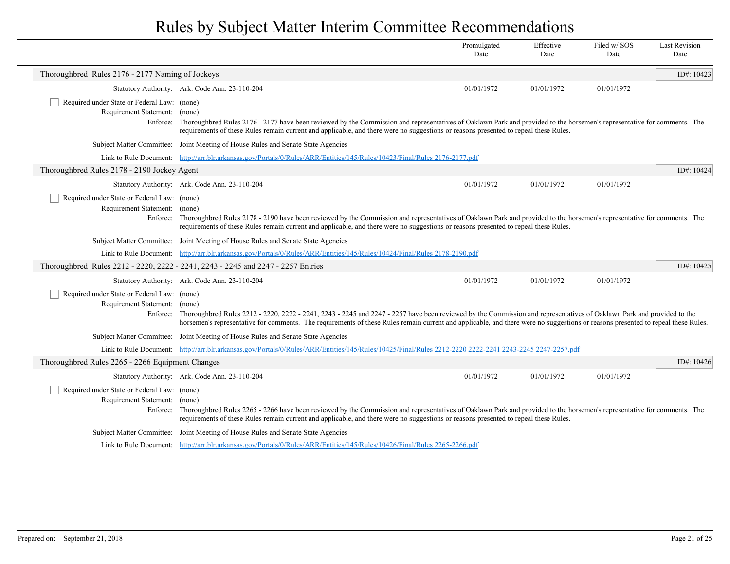# Rules by Subject Matter Interim Committee Recommendations

| | Promulgated Date | Effective Date | Filed w/ SOS Date | Last Revision Date |
|---|---|---|---|---|

## Thoroughbred Rules 2176 - 2177 Naming of Jockeys

ID#: 10423

| | | Promulgated Date | Effective Date | Filed w/ SOS Date | Last Revision Date |
|---|---|---|---|---|---|
| Statutory Authority: | Ark. Code Ann. 23-110-204 | 01/01/1972 | 01/01/1972 | 01/01/1972 | |

- [ ] Required under State or Federal Law: (none)

Requirement Statement: (none)

Enforce: Thoroughbred Rules 2176 - 2177 have been reviewed by the Commission and representatives of Oaklawn Park and provided to the horsemen's representative for comments. The requirements of these Rules remain current and applicable, and there were no suggestions or reasons presented to repeal these Rules.

Subject Matter Committee: Joint Meeting of House Rules and Senate State Agencies

Link to Rule Document: http://arr.blr.arkansas.gov/Portals/0/Rules/ARR/Entities/145/Rules/10423/Final/Rules 2176-2177.pdf

## Thoroughbred Rules 2178 - 2190 Jockey Agent

ID#: 10424

| | | Promulgated Date | Effective Date | Filed w/ SOS Date | Last Revision Date |
|---|---|---|---|---|---|
| Statutory Authority: | Ark. Code Ann. 23-110-204 | 01/01/1972 | 01/01/1972 | 01/01/1972 | |

- [ ] Required under State or Federal Law: (none)

Requirement Statement: (none)

Enforce: Thoroughbred Rules 2178 - 2190 have been reviewed by the Commission and representatives of Oaklawn Park and provided to the horsemen's representative for comments. The requirements of these Rules remain current and applicable, and there were no suggestions or reasons presented to repeal these Rules.

Subject Matter Committee: Joint Meeting of House Rules and Senate State Agencies

Link to Rule Document: http://arr.blr.arkansas.gov/Portals/0/Rules/ARR/Entities/145/Rules/10424/Final/Rules 2178-2190.pdf

## Thoroughbred Rules 2212 - 2220, 2222 - 2241, 2243 - 2245 and 2247 - 2257 Entries

ID#: 10425

| | | Promulgated Date | Effective Date | Filed w/ SOS Date | Last Revision Date |
|---|---|---|---|---|---|
| Statutory Authority: | Ark. Code Ann. 23-110-204 | 01/01/1972 | 01/01/1972 | 01/01/1972 | |

- [ ] Required under State or Federal Law: (none)

Requirement Statement: (none)

Enforce: Thoroughbred Rules 2212 - 2220, 2222 - 2241, 2243 - 2245 and 2247 - 2257 have been reviewed by the Commission and representatives of Oaklawn Park and provided to the horsemen's representative for comments. The requirements of these Rules remain current and applicable, and there were no suggestions or reasons presented to repeal these Rules.

Subject Matter Committee: Joint Meeting of House Rules and Senate State Agencies

Link to Rule Document: http://arr.blr.arkansas.gov/Portals/0/Rules/ARR/Entities/145/Rules/10425/Final/Rules 2212-2220 2222-2241 2243-2245 2247-2257.pdf

## Thoroughbred Rules 2265 - 2266 Equipment Changes

ID#: 10426

| | | Promulgated Date | Effective Date | Filed w/ SOS Date | Last Revision Date |
|---|---|---|---|---|---|
| Statutory Authority: | Ark. Code Ann. 23-110-204 | 01/01/1972 | 01/01/1972 | 01/01/1972 | |

- [ ] Required under State or Federal Law: (none)

Requirement Statement: (none)

Enforce: Thoroughbred Rules 2265 - 2266 have been reviewed by the Commission and representatives of Oaklawn Park and provided to the horsemen's representative for comments. The requirements of these Rules remain current and applicable, and there were no suggestions or reasons presented to repeal these Rules.

Subject Matter Committee: Joint Meeting of House Rules and Senate State Agencies

Link to Rule Document: http://arr.blr.arkansas.gov/Portals/0/Rules/ARR/Entities/145/Rules/10426/Final/Rules 2265-2266.pdf

Prepared on: September 21, 2018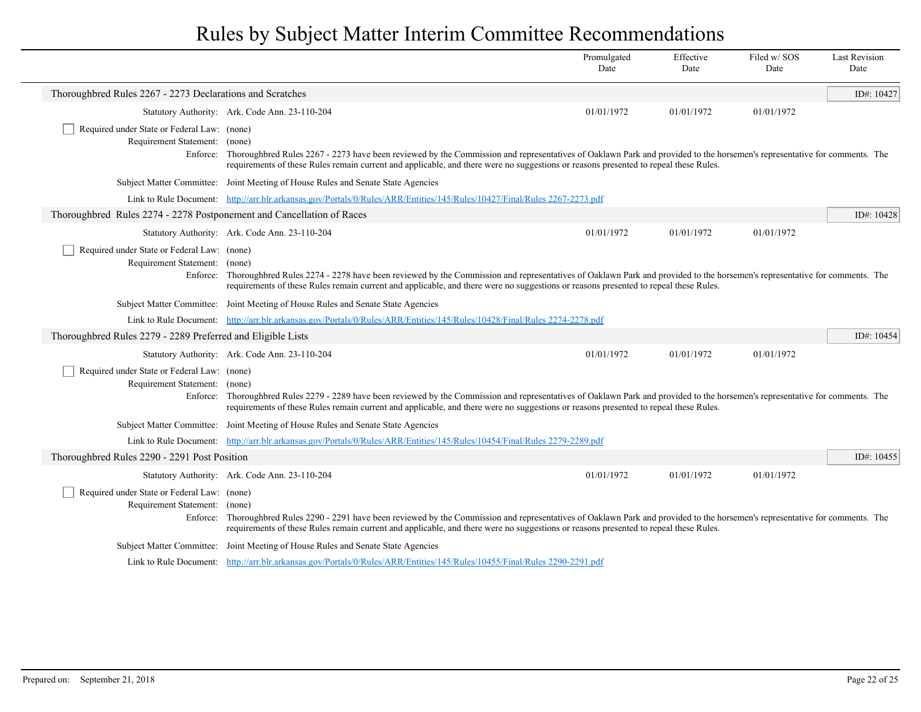# Rules by Subject Matter Interim Committee Recommendations

| | Promulgated Date | Effective Date | Filed w/ SOS Date | Last Revision Date |
|---|---|---|---|---|

## Thoroughbred Rules 2267 - 2273 Declarations and Scratches

ID#: 10427

| | Promulgated Date | Effective Date | Filed w/ SOS Date | Last Revision Date |
|---|---|---|---|---|
| Statutory Authority: Ark. Code Ann. 23-110-204 | 01/01/1972 | 01/01/1972 | 01/01/1972 | |

☐ Required under State or Federal Law: (none)

Requirement Statement: (none)

Enforce: Thoroughbred Rules 2267 - 2273 have been reviewed by the Commission and representatives of Oaklawn Park and provided to the horsemen's representative for comments. The requirements of these Rules remain current and applicable, and there were no suggestions or reasons presented to repeal these Rules.

Subject Matter Committee: Joint Meeting of House Rules and Senate State Agencies

Link to Rule Document: http://arr.blr.arkansas.gov/Portals/0/Rules/ARR/Entities/145/Rules/10427/Final/Rules 2267-2273.pdf

## Thoroughbred Rules 2274 - 2278 Postponement and Cancellation of Races

ID#: 10428

| | Promulgated Date | Effective Date | Filed w/ SOS Date | Last Revision Date |
|---|---|---|---|---|
| Statutory Authority: Ark. Code Ann. 23-110-204 | 01/01/1972 | 01/01/1972 | 01/01/1972 | |

☐ Required under State or Federal Law: (none)

Requirement Statement: (none)

Enforce: Thoroughbred Rules 2274 - 2278 have been reviewed by the Commission and representatives of Oaklawn Park and provided to the horsemen's representative for comments. The requirements of these Rules remain current and applicable, and there were no suggestions or reasons presented to repeal these Rules.

Subject Matter Committee: Joint Meeting of House Rules and Senate State Agencies

Link to Rule Document: http://arr.blr.arkansas.gov/Portals/0/Rules/ARR/Entities/145/Rules/10428/Final/Rules 2274-2278.pdf

## Thoroughbred Rules 2279 - 2289 Preferred and Eligible Lists

ID#: 10454

| | Promulgated Date | Effective Date | Filed w/ SOS Date | Last Revision Date |
|---|---|---|---|---|
| Statutory Authority: Ark. Code Ann. 23-110-204 | 01/01/1972 | 01/01/1972 | 01/01/1972 | |

☐ Required under State or Federal Law: (none)

Requirement Statement: (none)

Enforce: Thoroughbred Rules 2279 - 2289 have been reviewed by the Commission and representatives of Oaklawn Park and provided to the horsemen's representative for comments. The requirements of these Rules remain current and applicable, and there were no suggestions or reasons presented to repeal these Rules.

Subject Matter Committee: Joint Meeting of House Rules and Senate State Agencies

Link to Rule Document: http://arr.blr.arkansas.gov/Portals/0/Rules/ARR/Entities/145/Rules/10454/Final/Rules 2279-2289.pdf

## Thoroughbred Rules 2290 - 2291 Post Position

ID#: 10455

| | Promulgated Date | Effective Date | Filed w/ SOS Date | Last Revision Date |
|---|---|---|---|---|
| Statutory Authority: Ark. Code Ann. 23-110-204 | 01/01/1972 | 01/01/1972 | 01/01/1972 | |

☐ Required under State or Federal Law: (none)

Requirement Statement: (none)

Enforce: Thoroughbred Rules 2290 - 2291 have been reviewed by the Commission and representatives of Oaklawn Park and provided to the horsemen's representative for comments. The requirements of these Rules remain current and applicable, and there were no suggestions or reasons presented to repeal these Rules.

Subject Matter Committee: Joint Meeting of House Rules and Senate State Agencies

Link to Rule Document: http://arr.blr.arkansas.gov/Portals/0/Rules/ARR/Entities/145/Rules/10455/Final/Rules 2290-2291.pdf

Prepared on: September 21, 2018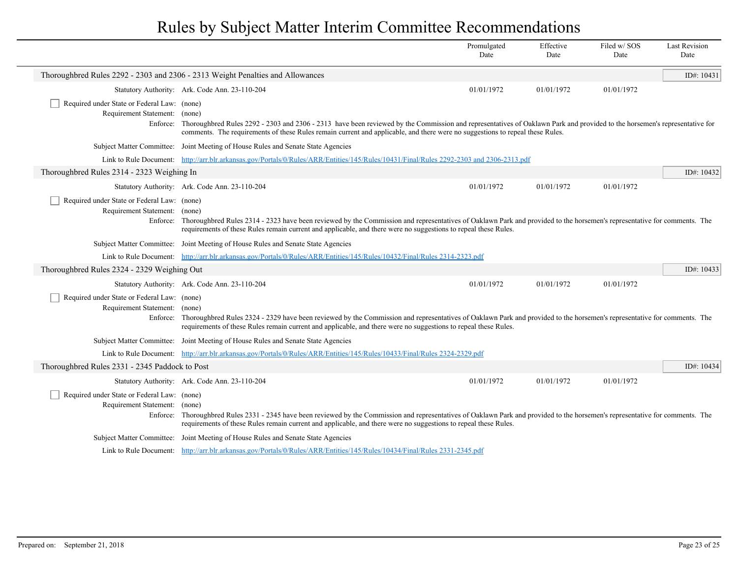# Rules by Subject Matter Interim Committee Recommendations

| | Promulgated Date | Effective Date | Filed w/ SOS Date | Last Revision Date |
|---|---|---|---|---|

## Thoroughbred Rules 2292 - 2303 and 2306 - 2313 Weight Penalties and Allowances

ID#: 10431

| | Promulgated Date | Effective Date | Filed w/ SOS Date | Last Revision Date |
|---|---|---|---|---|
| Statutory Authority: Ark. Code Ann. 23-110-204 | 01/01/1972 | 01/01/1972 | 01/01/1972 | |

- [ ] Required under State or Federal Law: (none)

Requirement Statement: (none)

Enforce: Thoroughbred Rules 2292 - 2303 and 2306 - 2313 have been reviewed by the Commission and representatives of Oaklawn Park and provided to the horsemen's representative for comments. The requirements of these Rules remain current and applicable, and there were no suggestions to repeal these Rules.

Subject Matter Committee: Joint Meeting of House Rules and Senate State Agencies

Link to Rule Document: http://arr.blr.arkansas.gov/Portals/0/Rules/ARR/Entities/145/Rules/10431/Final/Rules 2292-2303 and 2306-2313.pdf

## Thoroughbred Rules 2314 - 2323 Weighing In

ID#: 10432

| | Promulgated Date | Effective Date | Filed w/ SOS Date | Last Revision Date |
|---|---|---|---|---|
| Statutory Authority: Ark. Code Ann. 23-110-204 | 01/01/1972 | 01/01/1972 | 01/01/1972 | |

- [ ] Required under State or Federal Law: (none)

Requirement Statement: (none)

Enforce: Thoroughbred Rules 2314 - 2323 have been reviewed by the Commission and representatives of Oaklawn Park and provided to the horsemen's representative for comments. The requirements of these Rules remain current and applicable, and there were no suggestions to repeal these Rules.

Subject Matter Committee: Joint Meeting of House Rules and Senate State Agencies

Link to Rule Document: http://arr.blr.arkansas.gov/Portals/0/Rules/ARR/Entities/145/Rules/10432/Final/Rules 2314-2323.pdf

## Thoroughbred Rules 2324 - 2329 Weighing Out

ID#: 10433

| | Promulgated Date | Effective Date | Filed w/ SOS Date | Last Revision Date |
|---|---|---|---|---|
| Statutory Authority: Ark. Code Ann. 23-110-204 | 01/01/1972 | 01/01/1972 | 01/01/1972 | |

- [ ] Required under State or Federal Law: (none)

Requirement Statement: (none)

Enforce: Thoroughbred Rules 2324 - 2329 have been reviewed by the Commission and representatives of Oaklawn Park and provided to the horsemen's representative for comments. The requirements of these Rules remain current and applicable, and there were no suggestions to repeal these Rules.

Subject Matter Committee: Joint Meeting of House Rules and Senate State Agencies

Link to Rule Document: http://arr.blr.arkansas.gov/Portals/0/Rules/ARR/Entities/145/Rules/10433/Final/Rules 2324-2329.pdf

## Thoroughbred Rules 2331 - 2345 Paddock to Post

ID#: 10434

| | Promulgated Date | Effective Date | Filed w/ SOS Date | Last Revision Date |
|---|---|---|---|---|
| Statutory Authority: Ark. Code Ann. 23-110-204 | 01/01/1972 | 01/01/1972 | 01/01/1972 | |

- [ ] Required under State or Federal Law: (none)

Requirement Statement: (none)

Enforce: Thoroughbred Rules 2331 - 2345 have been reviewed by the Commission and representatives of Oaklawn Park and provided to the horsemen's representative for comments. The requirements of these Rules remain current and applicable, and there were no suggestions to repeal these Rules.

Subject Matter Committee: Joint Meeting of House Rules and Senate State Agencies

Link to Rule Document: http://arr.blr.arkansas.gov/Portals/0/Rules/ARR/Entities/145/Rules/10434/Final/Rules 2331-2345.pdf

Prepared on: September 21, 2018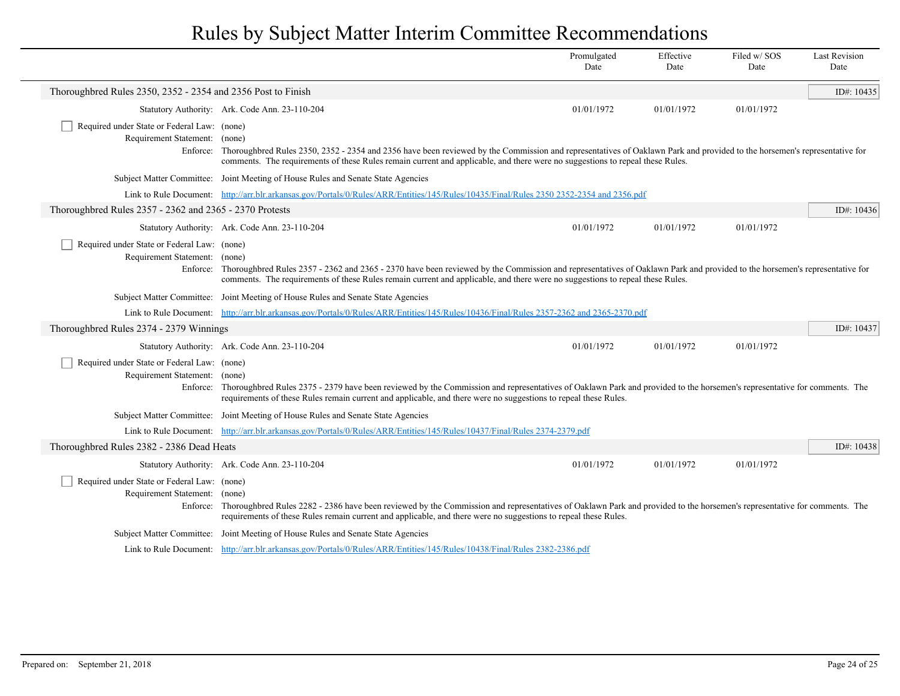# Rules by Subject Matter Interim Committee Recommendations

| | Promulgated Date | Effective Date | Filed w/ SOS Date | Last Revision Date |
|---|---|---|---|---|

## Thoroughbred Rules 2350, 2352 - 2354 and 2356 Post to Finish

ID#: 10435

| | | Promulgated Date | Effective Date | Filed w/ SOS Date | Last Revision Date |
|---|---|---|---|---|---|
| Statutory Authority: | Ark. Code Ann. 23-110-204 | 01/01/1972 | 01/01/1972 | 01/01/1972 | |

☐ Required under State or Federal Law: (none)

Requirement Statement: (none)

Enforce: Thoroughbred Rules 2350, 2352 - 2354 and 2356 have been reviewed by the Commission and representatives of Oaklawn Park and provided to the horsemen's representative for comments. The requirements of these Rules remain current and applicable, and there were no suggestions to repeal these Rules.

Subject Matter Committee: Joint Meeting of House Rules and Senate State Agencies

Link to Rule Document: http://arr.blr.arkansas.gov/Portals/0/Rules/ARR/Entities/145/Rules/10435/Final/Rules 2350 2352-2354 and 2356.pdf

## Thoroughbred Rules 2357 - 2362 and 2365 - 2370 Protests

ID#: 10436

| | | Promulgated Date | Effective Date | Filed w/ SOS Date | Last Revision Date |
|---|---|---|---|---|---|
| Statutory Authority: | Ark. Code Ann. 23-110-204 | 01/01/1972 | 01/01/1972 | 01/01/1972 | |

☐ Required under State or Federal Law: (none)

Requirement Statement: (none)

Enforce: Thoroughbred Rules 2357 - 2362 and 2365 - 2370 have been reviewed by the Commission and representatives of Oaklawn Park and provided to the horsemen's representative for comments. The requirements of these Rules remain current and applicable, and there were no suggestions to repeal these Rules.

Subject Matter Committee: Joint Meeting of House Rules and Senate State Agencies

Link to Rule Document: http://arr.blr.arkansas.gov/Portals/0/Rules/ARR/Entities/145/Rules/10436/Final/Rules 2357-2362 and 2365-2370.pdf

## Thoroughbred Rules 2374 - 2379 Winnings

ID#: 10437

| | | Promulgated Date | Effective Date | Filed w/ SOS Date | Last Revision Date |
|---|---|---|---|---|---|
| Statutory Authority: | Ark. Code Ann. 23-110-204 | 01/01/1972 | 01/01/1972 | 01/01/1972 | |

☐ Required under State or Federal Law: (none)

Requirement Statement: (none)

Enforce: Thoroughbred Rules 2375 - 2379 have been reviewed by the Commission and representatives of Oaklawn Park and provided to the horsemen's representative for comments. The requirements of these Rules remain current and applicable, and there were no suggestions to repeal these Rules.

Subject Matter Committee: Joint Meeting of House Rules and Senate State Agencies

Link to Rule Document: http://arr.blr.arkansas.gov/Portals/0/Rules/ARR/Entities/145/Rules/10437/Final/Rules 2374-2379.pdf

## Thoroughbred Rules 2382 - 2386 Dead Heats

ID#: 10438

| | | Promulgated Date | Effective Date | Filed w/ SOS Date | Last Revision Date |
|---|---|---|---|---|---|
| Statutory Authority: | Ark. Code Ann. 23-110-204 | 01/01/1972 | 01/01/1972 | 01/01/1972 | |

☐ Required under State or Federal Law: (none)

Requirement Statement: (none)

Enforce: Thoroughbred Rules 2282 - 2386 have been reviewed by the Commission and representatives of Oaklawn Park and provided to the horsemen's representative for comments. The requirements of these Rules remain current and applicable, and there were no suggestions to repeal these Rules.

Subject Matter Committee: Joint Meeting of House Rules and Senate State Agencies

Link to Rule Document: http://arr.blr.arkansas.gov/Portals/0/Rules/ARR/Entities/145/Rules/10438/Final/Rules 2382-2386.pdf

Prepared on: September 21, 2018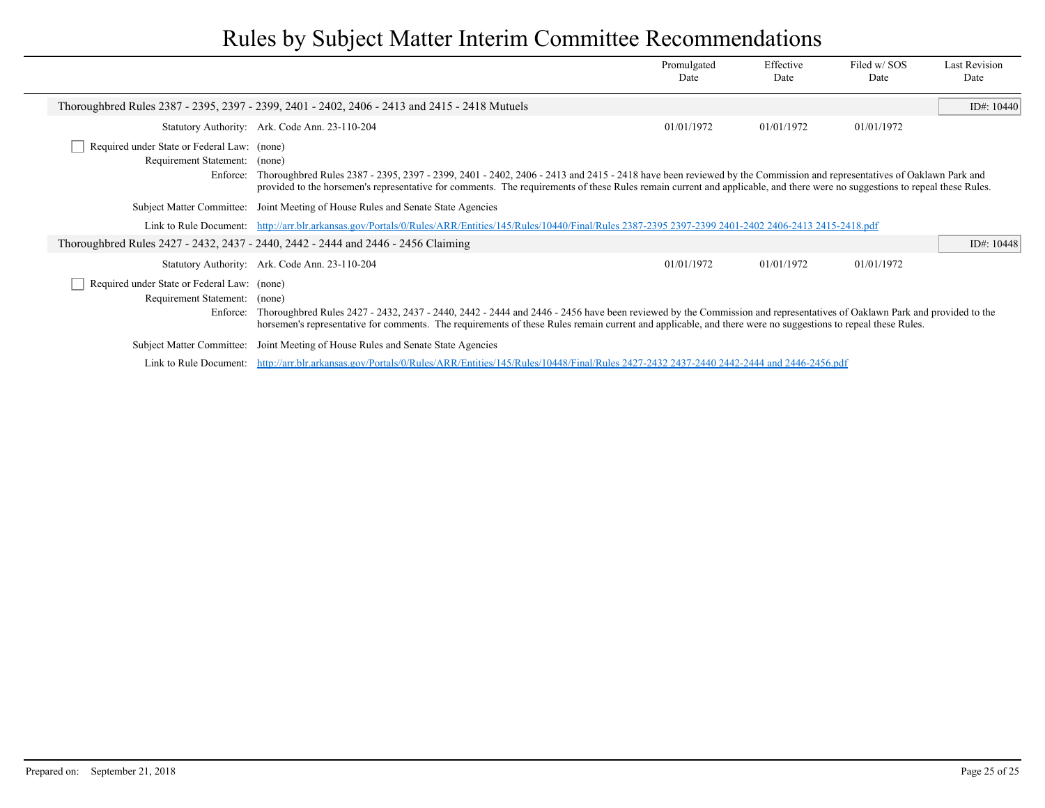| | Promulgated Date | Effective Date | Filed w/ SOS Date | Last Revision Date |
|---|---|---|---|---|

## Thoroughbred Rules 2387 - 2395, 2397 - 2399, 2401 - 2402, 2406 - 2413 and 2415 - 2418 Mutuels

ID#: 10440

Statutory Authority: Ark. Code Ann. 23-110-204 — Promulgated: 01/01/1972 — Effective: 01/01/1972 — Filed w/ SOS: 01/01/1972

☐ Required under State or Federal Law: (none)

Requirement Statement: (none)

Enforce: Thoroughbred Rules 2387 - 2395, 2397 - 2399, 2401 - 2402, 2406 - 2413 and 2415 - 2418 have been reviewed by the Commission and representatives of Oaklawn Park and provided to the horsemen's representative for comments. The requirements of these Rules remain current and applicable, and there were no suggestions to repeal these Rules.

Subject Matter Committee: Joint Meeting of House Rules and Senate State Agencies

Link to Rule Document: http://arr.blr.arkansas.gov/Portals/0/Rules/ARR/Entities/145/Rules/10440/Final/Rules 2387-2395 2397-2399 2401-2402 2406-2413 2415-2418.pdf

## Thoroughbred Rules 2427 - 2432, 2437 - 2440, 2442 - 2444 and 2446 - 2456 Claiming

ID#: 10448

Statutory Authority: Ark. Code Ann. 23-110-204 — Promulgated: 01/01/1972 — Effective: 01/01/1972 — Filed w/ SOS: 01/01/1972

☐ Required under State or Federal Law: (none)

Requirement Statement: (none)

Enforce: Thoroughbred Rules 2427 - 2432, 2437 - 2440, 2442 - 2444 and 2446 - 2456 have been reviewed by the Commission and representatives of Oaklawn Park and provided to the horsemen's representative for comments. The requirements of these Rules remain current and applicable, and there were no suggestions to repeal these Rules.

Subject Matter Committee: Joint Meeting of House Rules and Senate State Agencies

Link to Rule Document: http://arr.blr.arkansas.gov/Portals/0/Rules/ARR/Entities/145/Rules/10448/Final/Rules 2427-2432 2437-2440 2442-2444 and 2446-2456.pdf